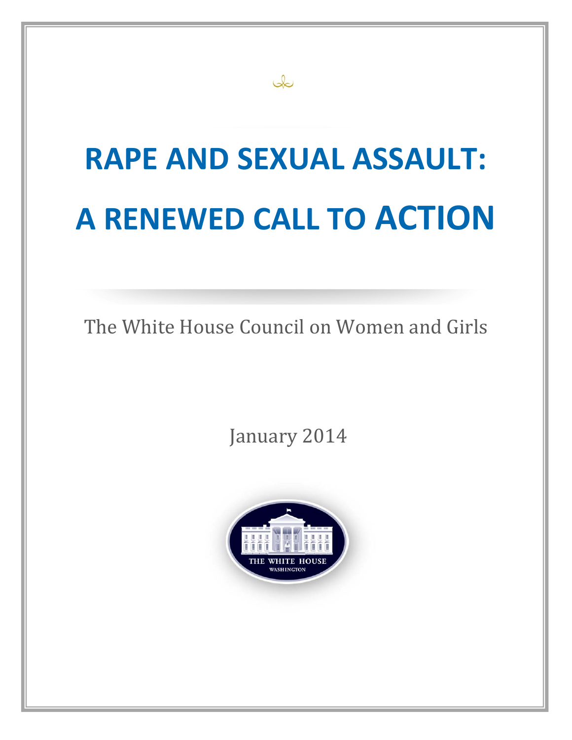# RAPE AND SEXUAL ASSAULT: A RENEWED CALL TO ACTION

The White House Council on Women and Girls

January 2014

THE WHITE HOUSE
WASHINGTON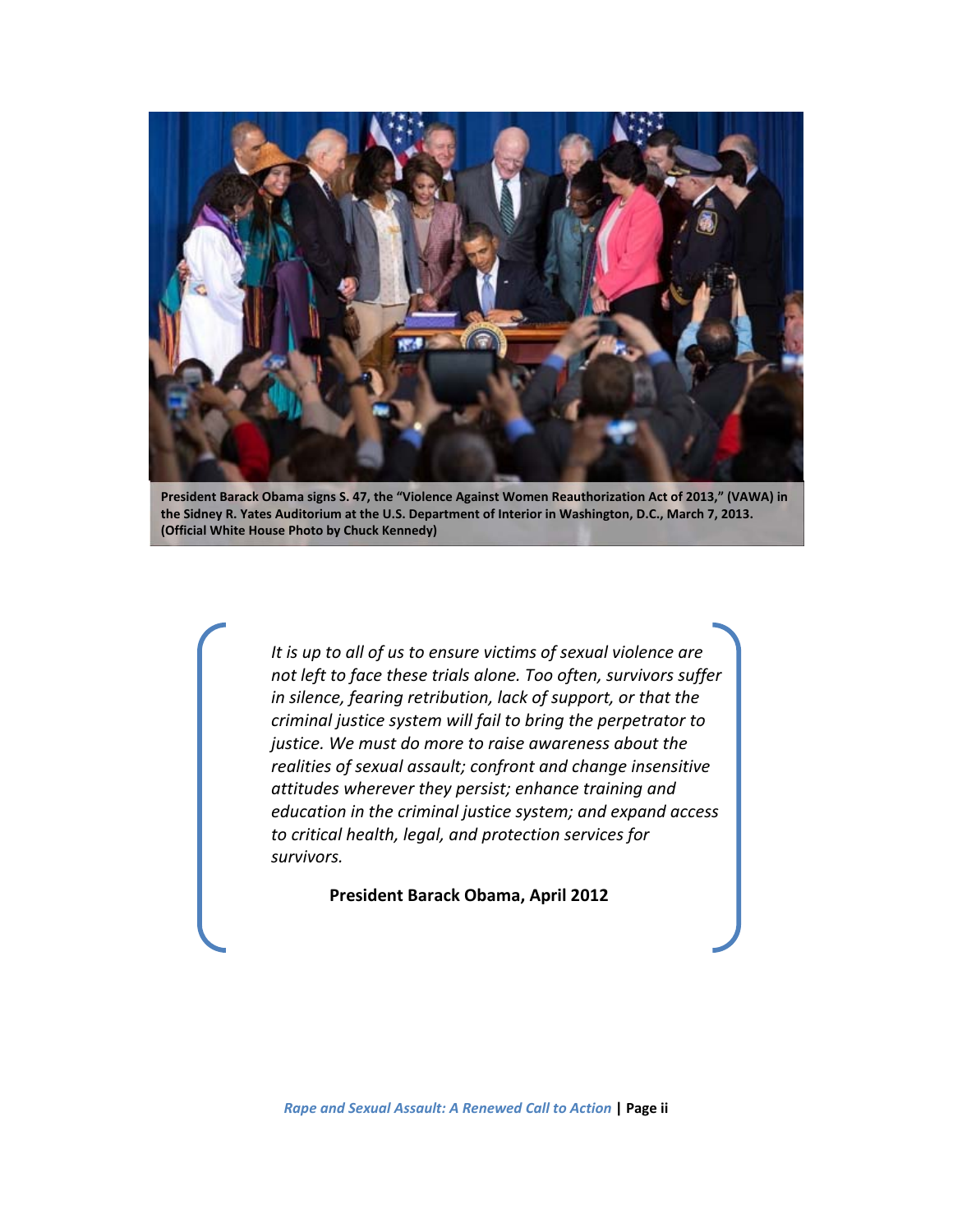**President Barack Obama signs S. 47, the "Violence Against Women Reauthorization Act of 2013," (VAWA) in the Sidney R. Yates Auditorium at the U.S. Department of Interior in Washington, D.C., March 7, 2013. (Official White House Photo by Chuck Kennedy)**

> *It is up to all of us to ensure victims of sexual violence are not left to face these trials alone. Too often, survivors suffer in silence, fearing retribution, lack of support, or that the criminal justice system will fail to bring the perpetrator to justice. We must do more to raise awareness about the realities of sexual assault; confront and change insensitive attitudes wherever they persist; enhance training and education in the criminal justice system; and expand access to critical health, legal, and protection services for survivors.*
>
> **President Barack Obama, April 2012**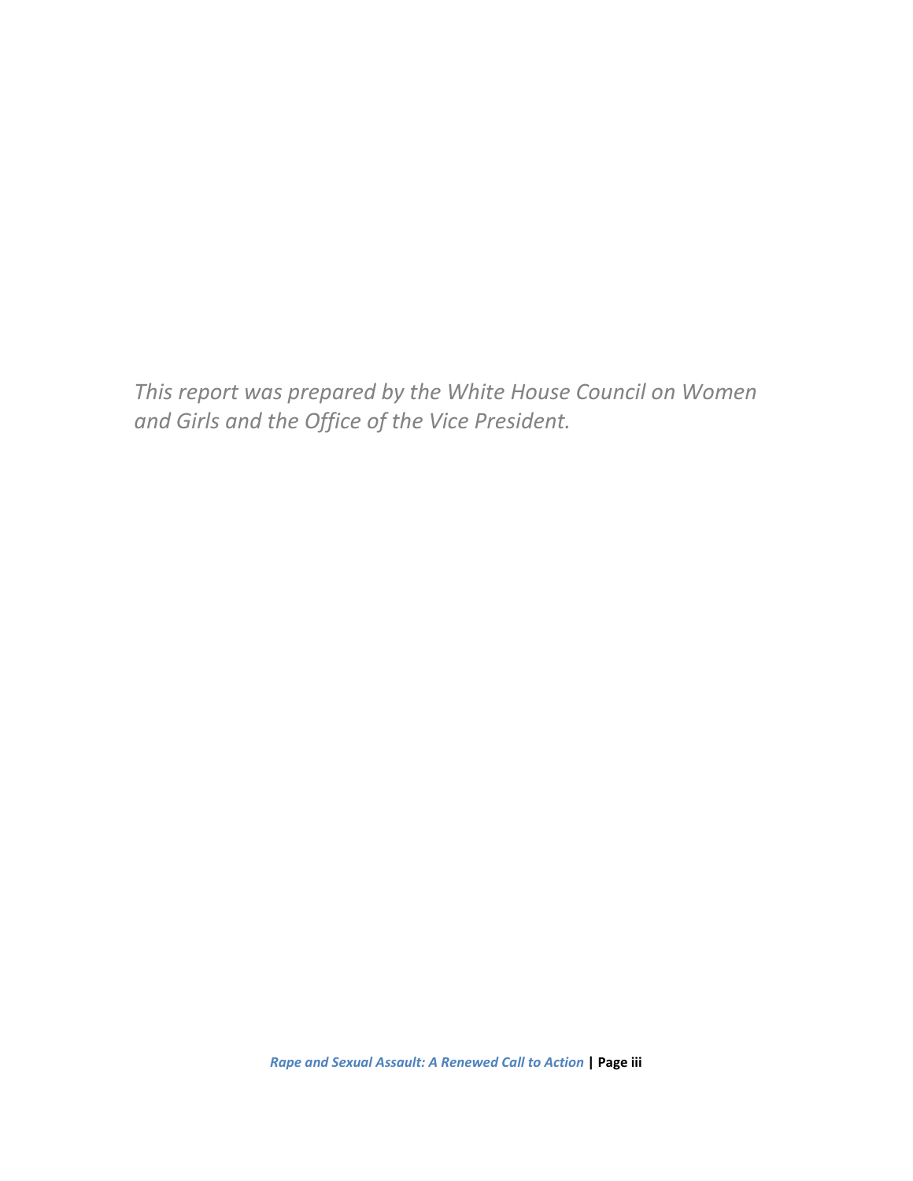*This report was prepared by the White House Council on Women and Girls and the Office of the Vice President.*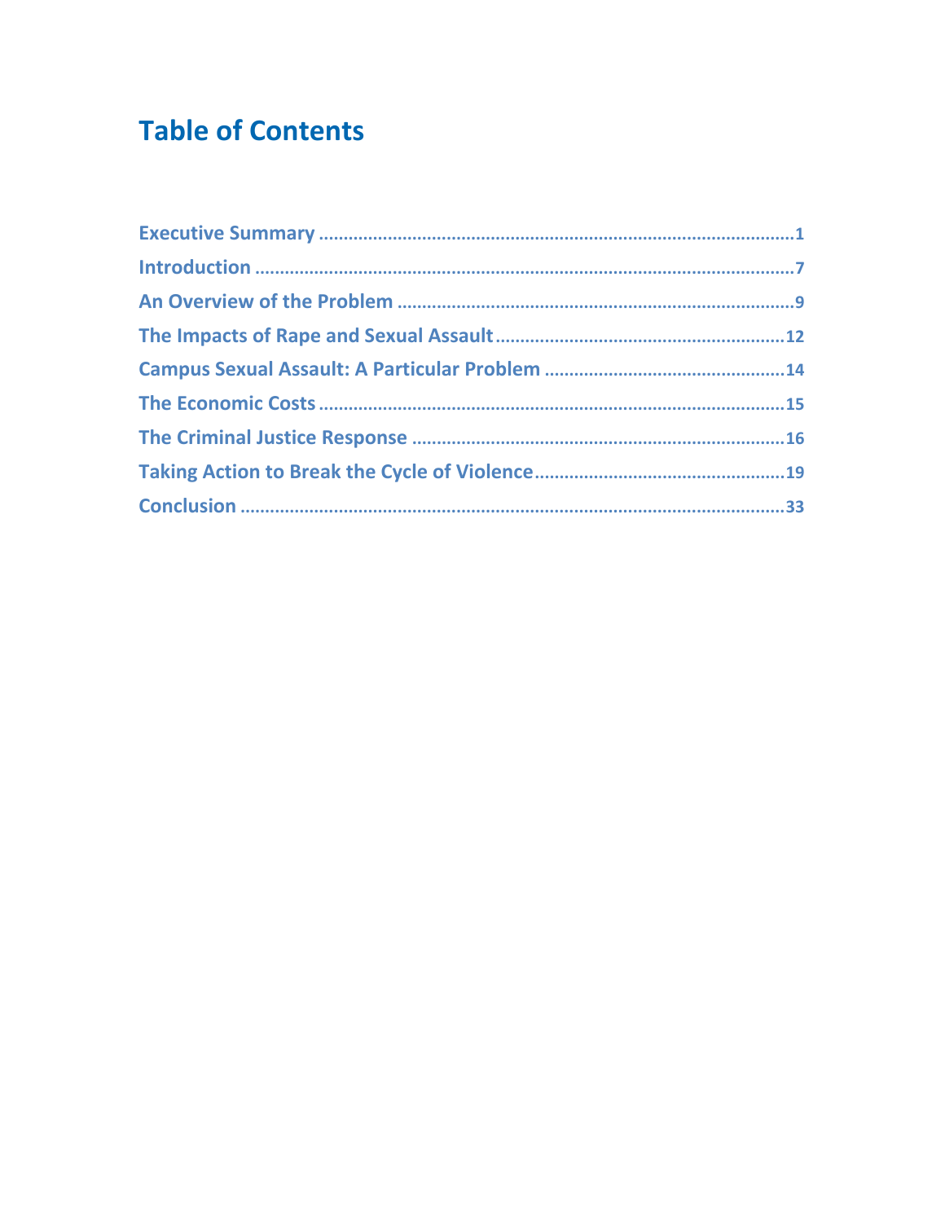# Table of Contents

Executive Summary ............................................................ 1
Introduction ............................................................ 7
An Overview of the Problem ............................................................ 9
The Impacts of Rape and Sexual Assault ............................................................ 12
Campus Sexual Assault: A Particular Problem ............................................................ 14
The Economic Costs ............................................................ 15
The Criminal Justice Response ............................................................ 16
Taking Action to Break the Cycle of Violence ............................................................ 19
Conclusion ............................................................ 33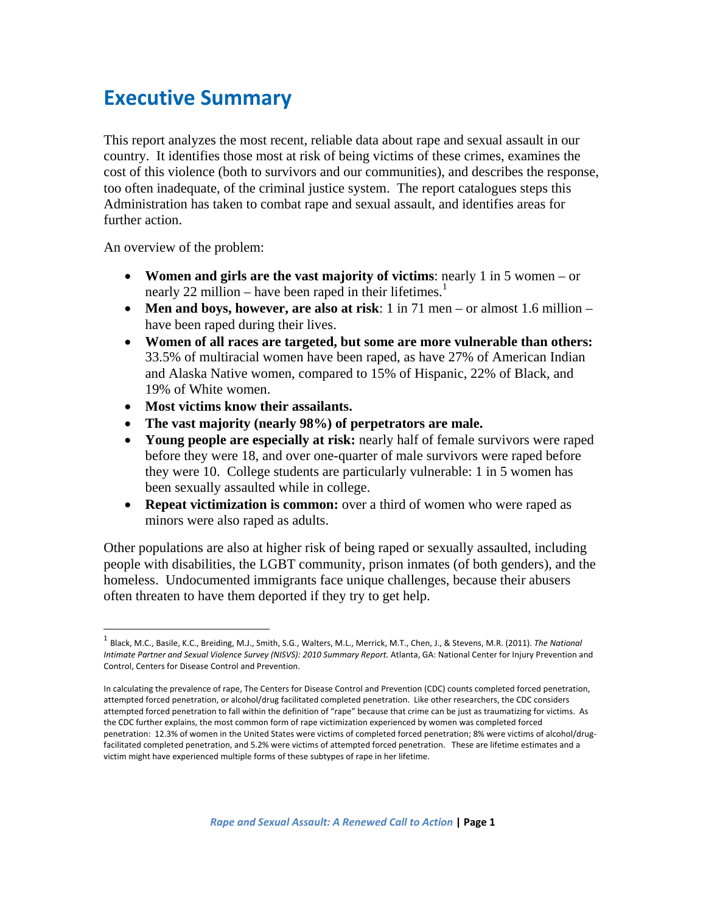# Executive Summary

This report analyzes the most recent, reliable data about rape and sexual assault in our country. It identifies those most at risk of being victims of these crimes, examines the cost of this violence (both to survivors and our communities), and describes the response, too often inadequate, of the criminal justice system. The report catalogues steps this Administration has taken to combat rape and sexual assault, and identifies areas for further action.

An overview of the problem:

- **Women and girls are the vast majority of victims**: nearly 1 in 5 women – or nearly 22 million – have been raped in their lifetimes.[1]
- **Men and boys, however, are also at risk**: 1 in 71 men – or almost 1.6 million – have been raped during their lives.
- **Women of all races are targeted, but some are more vulnerable than others:** 33.5% of multiracial women have been raped, as have 27% of American Indian and Alaska Native women, compared to 15% of Hispanic, 22% of Black, and 19% of White women.
- **Most victims know their assailants.**
- **The vast majority (nearly 98%) of perpetrators are male.**
- **Young people are especially at risk:** nearly half of female survivors were raped before they were 18, and over one-quarter of male survivors were raped before they were 10. College students are particularly vulnerable: 1 in 5 women has been sexually assaulted while in college.
- **Repeat victimization is common:** over a third of women who were raped as minors were also raped as adults.

Other populations are also at higher risk of being raped or sexually assaulted, including people with disabilities, the LGBT community, prison inmates (of both genders), and the homeless. Undocumented immigrants face unique challenges, because their abusers often threaten to have them deported if they try to get help.

---

[1] Black, M.C., Basile, K.C., Breiding, M.J., Smith, S.G., Walters, M.L., Merrick, M.T., Chen, J., & Stevens, M.R. (2011). *The National Intimate Partner and Sexual Violence Survey (NISVS): 2010 Summary Report.* Atlanta, GA: National Center for Injury Prevention and Control, Centers for Disease Control and Prevention.

In calculating the prevalence of rape, The Centers for Disease Control and Prevention (CDC) counts completed forced penetration, attempted forced penetration, or alcohol/drug facilitated completed penetration. Like other researchers, the CDC considers attempted forced penetration to fall within the definition of "rape" because that crime can be just as traumatizing for victims. As the CDC further explains, the most common form of rape victimization experienced by women was completed forced penetration: 12.3% of women in the United States were victims of completed forced penetration; 8% were victims of alcohol/drug-facilitated completed penetration, and 5.2% were victims of attempted forced penetration. These are lifetime estimates and a victim might have experienced multiple forms of these subtypes of rape in her lifetime.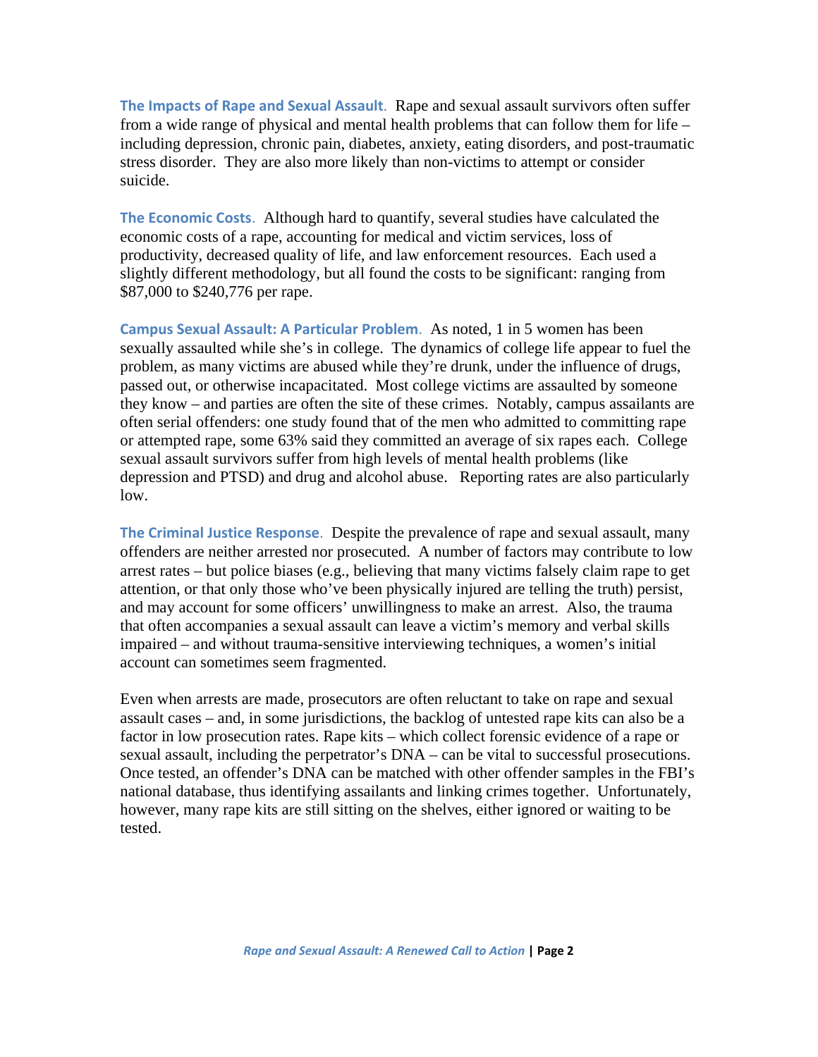**The Impacts of Rape and Sexual Assault.** Rape and sexual assault survivors often suffer from a wide range of physical and mental health problems that can follow them for life – including depression, chronic pain, diabetes, anxiety, eating disorders, and post-traumatic stress disorder. They are also more likely than non-victims to attempt or consider suicide.

**The Economic Costs.** Although hard to quantify, several studies have calculated the economic costs of a rape, accounting for medical and victim services, loss of productivity, decreased quality of life, and law enforcement resources. Each used a slightly different methodology, but all found the costs to be significant: ranging from $87,000 to $240,776 per rape.

**Campus Sexual Assault: A Particular Problem.** As noted, 1 in 5 women has been sexually assaulted while she's in college. The dynamics of college life appear to fuel the problem, as many victims are abused while they're drunk, under the influence of drugs, passed out, or otherwise incapacitated. Most college victims are assaulted by someone they know – and parties are often the site of these crimes. Notably, campus assailants are often serial offenders: one study found that of the men who admitted to committing rape or attempted rape, some 63% said they committed an average of six rapes each. College sexual assault survivors suffer from high levels of mental health problems (like depression and PTSD) and drug and alcohol abuse. Reporting rates are also particularly low.

**The Criminal Justice Response.** Despite the prevalence of rape and sexual assault, many offenders are neither arrested nor prosecuted. A number of factors may contribute to low arrest rates – but police biases (e.g., believing that many victims falsely claim rape to get attention, or that only those who've been physically injured are telling the truth) persist, and may account for some officers' unwillingness to make an arrest. Also, the trauma that often accompanies a sexual assault can leave a victim's memory and verbal skills impaired – and without trauma-sensitive interviewing techniques, a women's initial account can sometimes seem fragmented.

Even when arrests are made, prosecutors are often reluctant to take on rape and sexual assault cases – and, in some jurisdictions, the backlog of untested rape kits can also be a factor in low prosecution rates. Rape kits – which collect forensic evidence of a rape or sexual assault, including the perpetrator's DNA – can be vital to successful prosecutions. Once tested, an offender's DNA can be matched with other offender samples in the FBI's national database, thus identifying assailants and linking crimes together. Unfortunately, however, many rape kits are still sitting on the shelves, either ignored or waiting to be tested.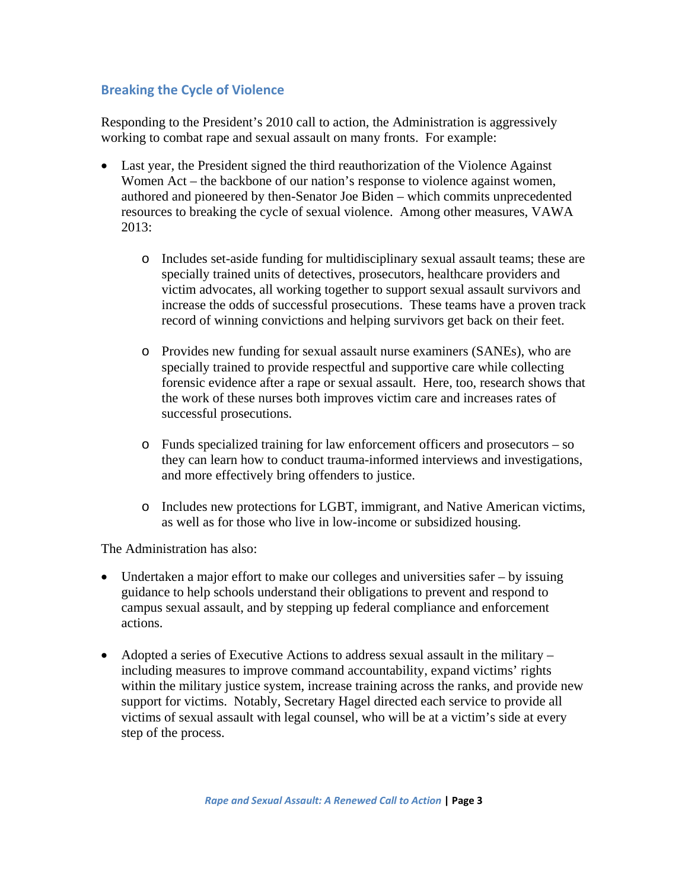## Breaking the Cycle of Violence

Responding to the President's 2010 call to action, the Administration is aggressively working to combat rape and sexual assault on many fronts. For example:

- Last year, the President signed the third reauthorization of the Violence Against Women Act – the backbone of our nation's response to violence against women, authored and pioneered by then-Senator Joe Biden – which commits unprecedented resources to breaking the cycle of sexual violence. Among other measures, VAWA 2013:
  - Includes set-aside funding for multidisciplinary sexual assault teams; these are specially trained units of detectives, prosecutors, healthcare providers and victim advocates, all working together to support sexual assault survivors and increase the odds of successful prosecutions. These teams have a proven track record of winning convictions and helping survivors get back on their feet.
  - Provides new funding for sexual assault nurse examiners (SANEs), who are specially trained to provide respectful and supportive care while collecting forensic evidence after a rape or sexual assault. Here, too, research shows that the work of these nurses both improves victim care and increases rates of successful prosecutions.
  - Funds specialized training for law enforcement officers and prosecutors – so they can learn how to conduct trauma-informed interviews and investigations, and more effectively bring offenders to justice.
  - Includes new protections for LGBT, immigrant, and Native American victims, as well as for those who live in low-income or subsidized housing.

The Administration has also:

- Undertaken a major effort to make our colleges and universities safer – by issuing guidance to help schools understand their obligations to prevent and respond to campus sexual assault, and by stepping up federal compliance and enforcement actions.
- Adopted a series of Executive Actions to address sexual assault in the military – including measures to improve command accountability, expand victims' rights within the military justice system, increase training across the ranks, and provide new support for victims. Notably, Secretary Hagel directed each service to provide all victims of sexual assault with legal counsel, who will be at a victim's side at every step of the process.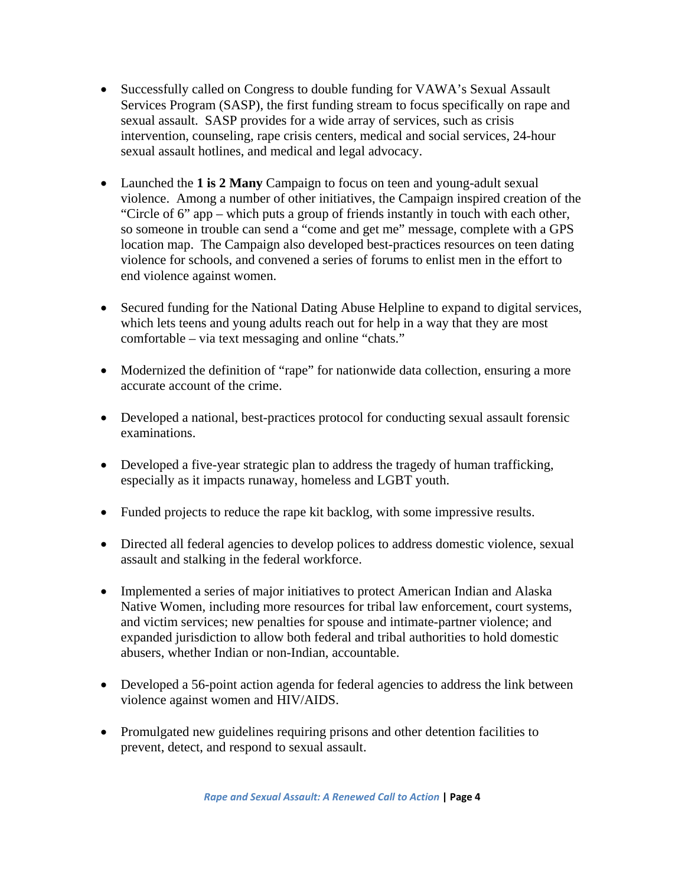- Successfully called on Congress to double funding for VAWA's Sexual Assault Services Program (SASP), the first funding stream to focus specifically on rape and sexual assault. SASP provides for a wide array of services, such as crisis intervention, counseling, rape crisis centers, medical and social services, 24-hour sexual assault hotlines, and medical and legal advocacy.

- Launched the **1 is 2 Many** Campaign to focus on teen and young-adult sexual violence. Among a number of other initiatives, the Campaign inspired creation of the "Circle of 6" app – which puts a group of friends instantly in touch with each other, so someone in trouble can send a "come and get me" message, complete with a GPS location map. The Campaign also developed best-practices resources on teen dating violence for schools, and convened a series of forums to enlist men in the effort to end violence against women.

- Secured funding for the National Dating Abuse Helpline to expand to digital services, which lets teens and young adults reach out for help in a way that they are most comfortable – via text messaging and online "chats."

- Modernized the definition of "rape" for nationwide data collection, ensuring a more accurate account of the crime.

- Developed a national, best-practices protocol for conducting sexual assault forensic examinations.

- Developed a five-year strategic plan to address the tragedy of human trafficking, especially as it impacts runaway, homeless and LGBT youth.

- Funded projects to reduce the rape kit backlog, with some impressive results.

- Directed all federal agencies to develop polices to address domestic violence, sexual assault and stalking in the federal workforce.

- Implemented a series of major initiatives to protect American Indian and Alaska Native Women, including more resources for tribal law enforcement, court systems, and victim services; new penalties for spouse and intimate-partner violence; and expanded jurisdiction to allow both federal and tribal authorities to hold domestic abusers, whether Indian or non-Indian, accountable.

- Developed a 56-point action agenda for federal agencies to address the link between violence against women and HIV/AIDS.

- Promulgated new guidelines requiring prisons and other detention facilities to prevent, detect, and respond to sexual assault.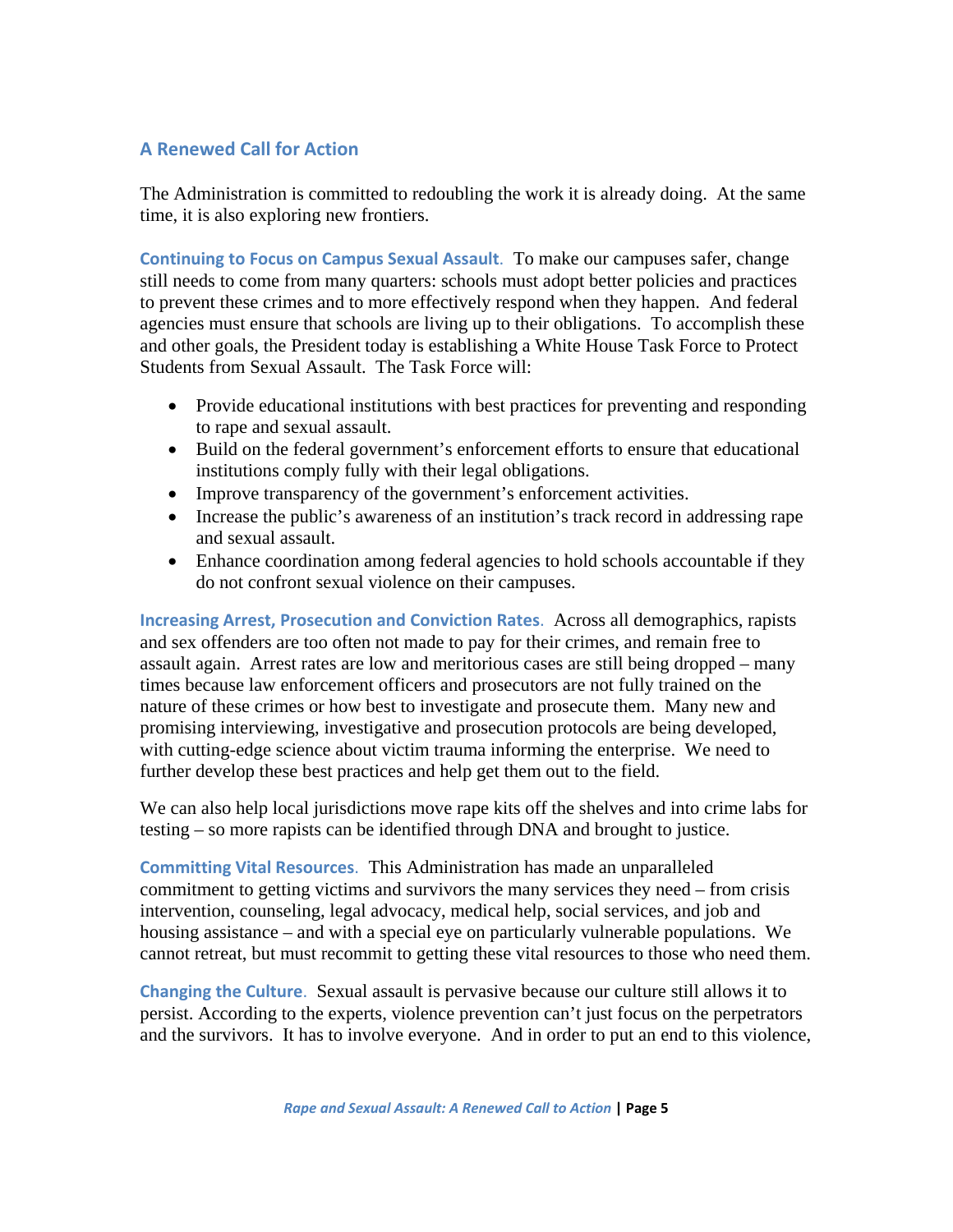## A Renewed Call for Action

The Administration is committed to redoubling the work it is already doing. At the same time, it is also exploring new frontiers.

**Continuing to Focus on Campus Sexual Assault**. To make our campuses safer, change still needs to come from many quarters: schools must adopt better policies and practices to prevent these crimes and to more effectively respond when they happen. And federal agencies must ensure that schools are living up to their obligations. To accomplish these and other goals, the President today is establishing a White House Task Force to Protect Students from Sexual Assault. The Task Force will:

- Provide educational institutions with best practices for preventing and responding to rape and sexual assault.
- Build on the federal government's enforcement efforts to ensure that educational institutions comply fully with their legal obligations.
- Improve transparency of the government's enforcement activities.
- Increase the public's awareness of an institution's track record in addressing rape and sexual assault.
- Enhance coordination among federal agencies to hold schools accountable if they do not confront sexual violence on their campuses.

**Increasing Arrest, Prosecution and Conviction Rates**. Across all demographics, rapists and sex offenders are too often not made to pay for their crimes, and remain free to assault again. Arrest rates are low and meritorious cases are still being dropped – many times because law enforcement officers and prosecutors are not fully trained on the nature of these crimes or how best to investigate and prosecute them. Many new and promising interviewing, investigative and prosecution protocols are being developed, with cutting-edge science about victim trauma informing the enterprise. We need to further develop these best practices and help get them out to the field.

We can also help local jurisdictions move rape kits off the shelves and into crime labs for testing – so more rapists can be identified through DNA and brought to justice.

**Committing Vital Resources**. This Administration has made an unparalleled commitment to getting victims and survivors the many services they need – from crisis intervention, counseling, legal advocacy, medical help, social services, and job and housing assistance – and with a special eye on particularly vulnerable populations. We cannot retreat, but must recommit to getting these vital resources to those who need them.

**Changing the Culture**. Sexual assault is pervasive because our culture still allows it to persist. According to the experts, violence prevention can't just focus on the perpetrators and the survivors. It has to involve everyone. And in order to put an end to this violence,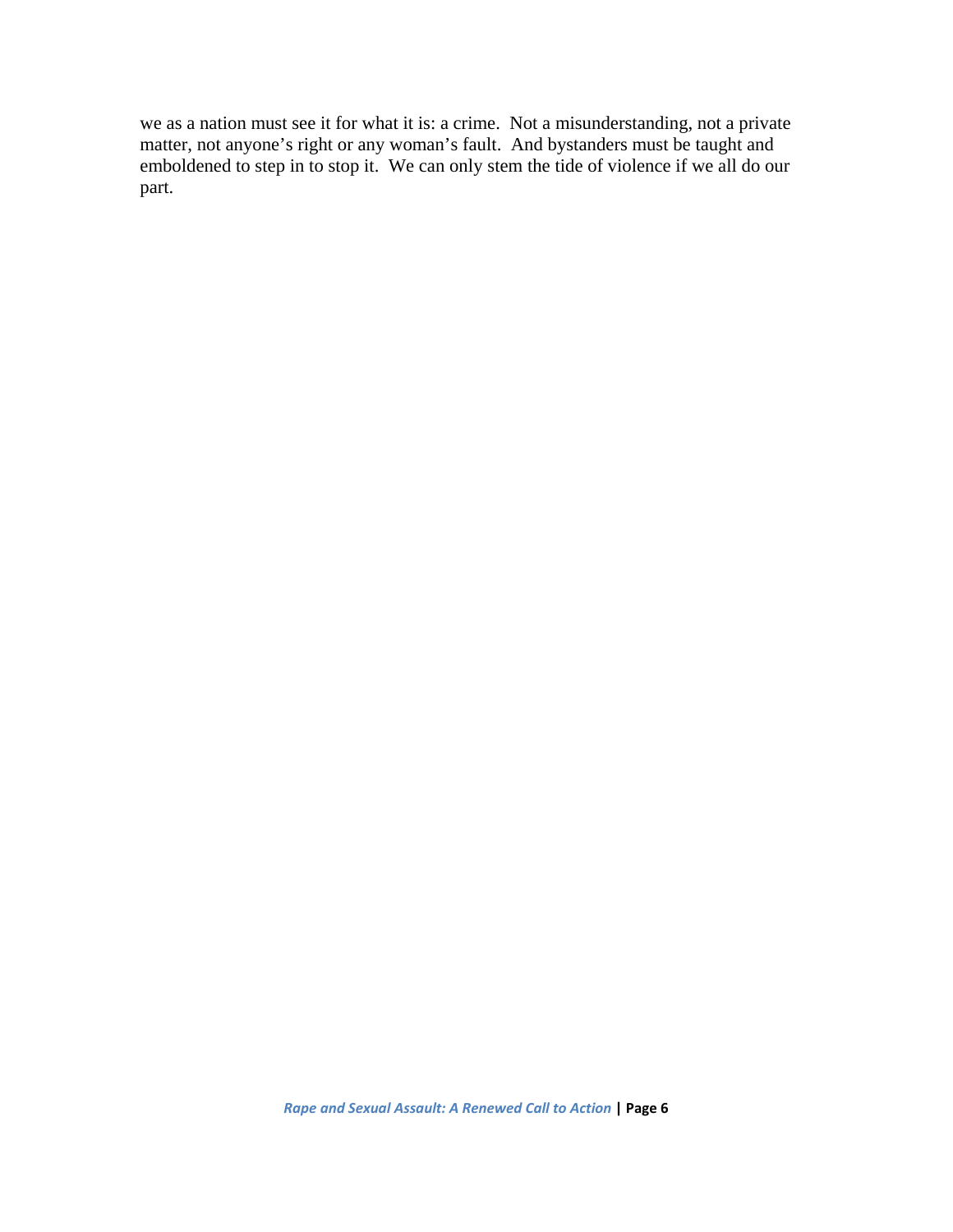we as a nation must see it for what it is: a crime. Not a misunderstanding, not a private matter, not anyone's right or any woman's fault. And bystanders must be taught and emboldened to step in to stop it. We can only stem the tide of violence if we all do our part.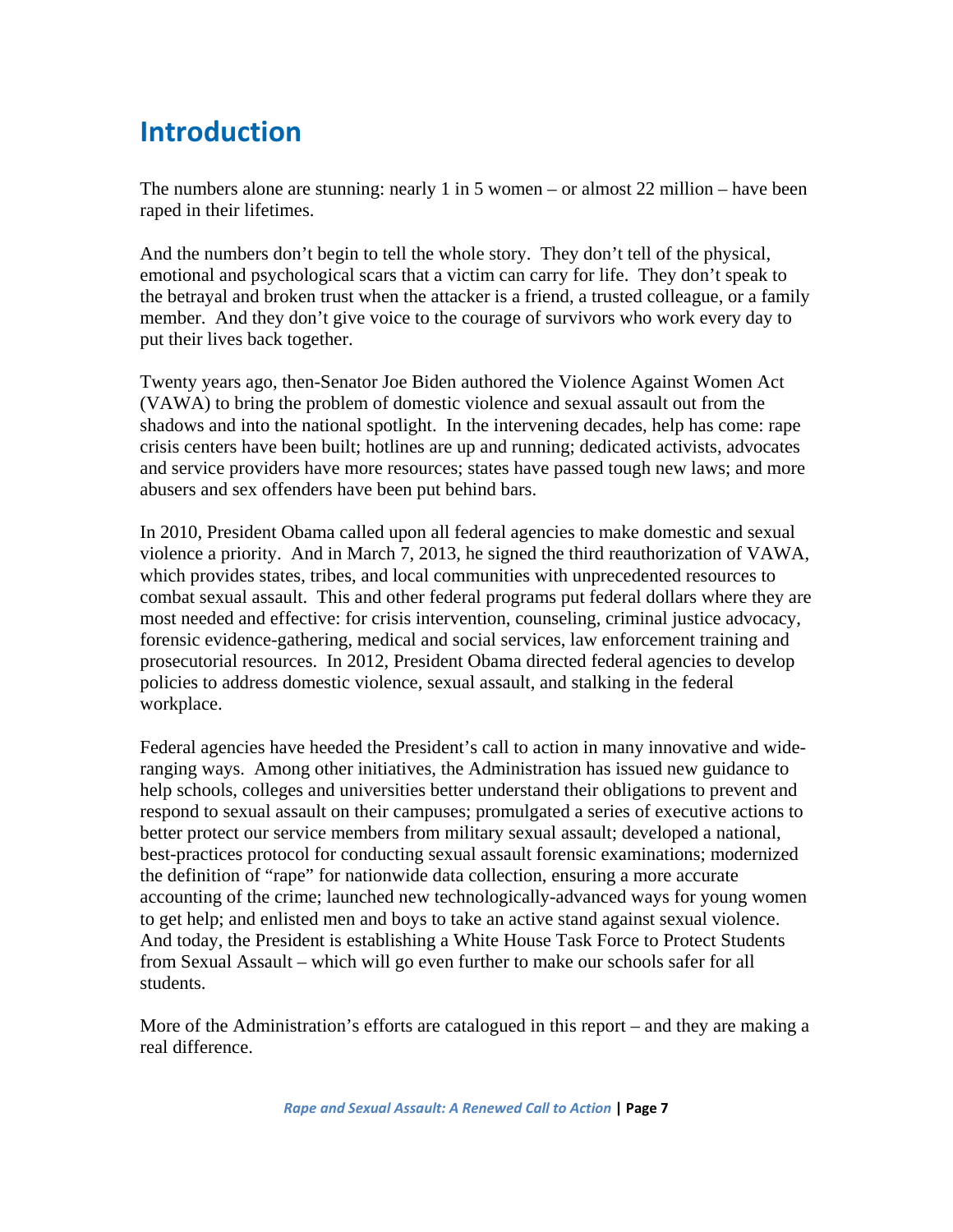# Introduction

The numbers alone are stunning: nearly 1 in 5 women – or almost 22 million – have been raped in their lifetimes.

And the numbers don't begin to tell the whole story. They don't tell of the physical, emotional and psychological scars that a victim can carry for life. They don't speak to the betrayal and broken trust when the attacker is a friend, a trusted colleague, or a family member. And they don't give voice to the courage of survivors who work every day to put their lives back together.

Twenty years ago, then-Senator Joe Biden authored the Violence Against Women Act (VAWA) to bring the problem of domestic violence and sexual assault out from the shadows and into the national spotlight. In the intervening decades, help has come: rape crisis centers have been built; hotlines are up and running; dedicated activists, advocates and service providers have more resources; states have passed tough new laws; and more abusers and sex offenders have been put behind bars.

In 2010, President Obama called upon all federal agencies to make domestic and sexual violence a priority. And in March 7, 2013, he signed the third reauthorization of VAWA, which provides states, tribes, and local communities with unprecedented resources to combat sexual assault. This and other federal programs put federal dollars where they are most needed and effective: for crisis intervention, counseling, criminal justice advocacy, forensic evidence-gathering, medical and social services, law enforcement training and prosecutorial resources. In 2012, President Obama directed federal agencies to develop policies to address domestic violence, sexual assault, and stalking in the federal workplace.

Federal agencies have heeded the President's call to action in many innovative and wide-ranging ways. Among other initiatives, the Administration has issued new guidance to help schools, colleges and universities better understand their obligations to prevent and respond to sexual assault on their campuses; promulgated a series of executive actions to better protect our service members from military sexual assault; developed a national, best-practices protocol for conducting sexual assault forensic examinations; modernized the definition of "rape" for nationwide data collection, ensuring a more accurate accounting of the crime; launched new technologically-advanced ways for young women to get help; and enlisted men and boys to take an active stand against sexual violence. And today, the President is establishing a White House Task Force to Protect Students from Sexual Assault – which will go even further to make our schools safer for all students.

More of the Administration's efforts are catalogued in this report – and they are making a real difference.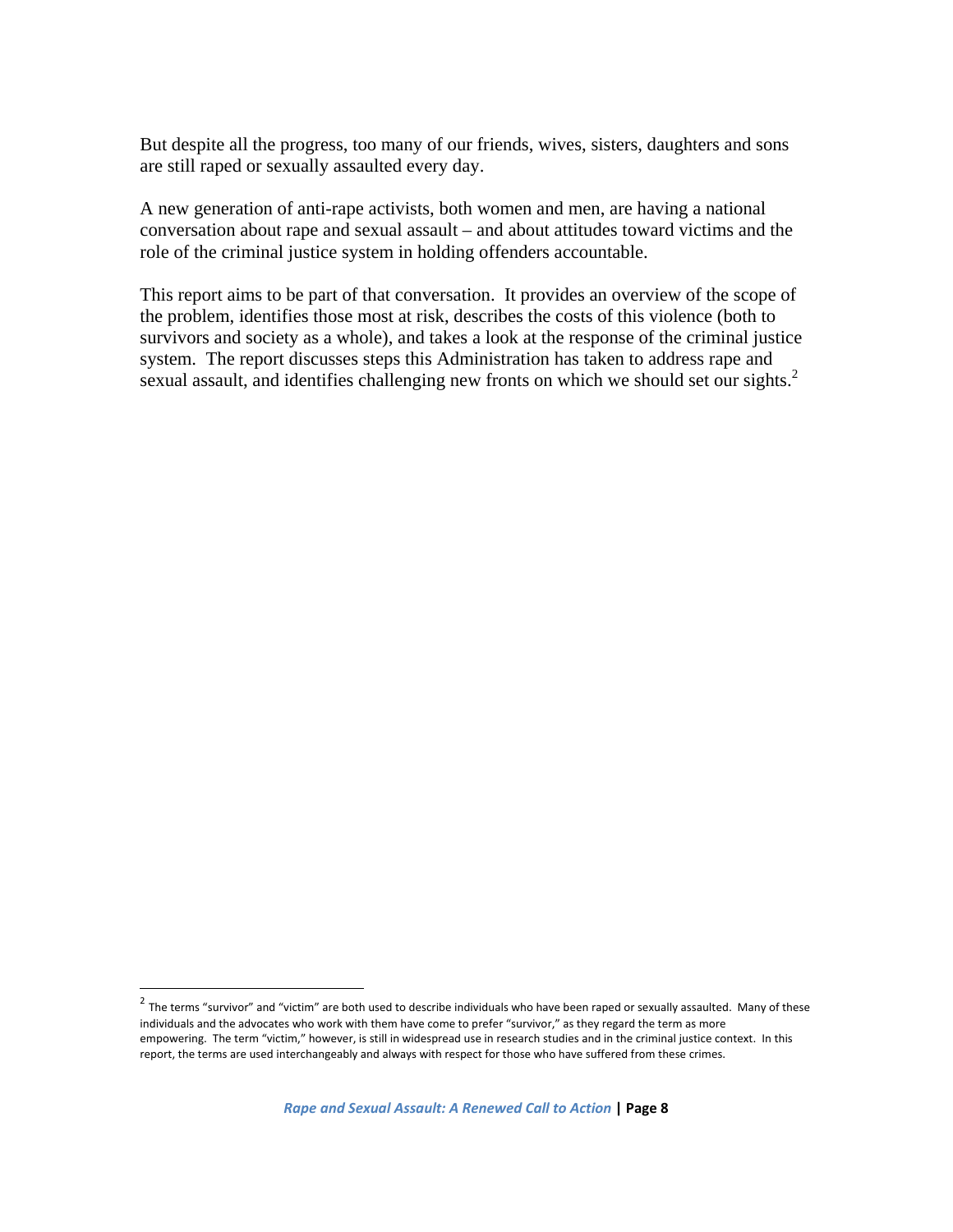But despite all the progress, too many of our friends, wives, sisters, daughters and sons are still raped or sexually assaulted every day.

A new generation of anti-rape activists, both women and men, are having a national conversation about rape and sexual assault – and about attitudes toward victims and the role of the criminal justice system in holding offenders accountable.

This report aims to be part of that conversation. It provides an overview of the scope of the problem, identifies those most at risk, describes the costs of this violence (both to survivors and society as a whole), and takes a look at the response of the criminal justice system. The report discusses steps this Administration has taken to address rape and sexual assault, and identifies challenging new fronts on which we should set our sights.[2]

[2] The terms "survivor" and "victim" are both used to describe individuals who have been raped or sexually assaulted. Many of these individuals and the advocates who work with them have come to prefer "survivor," as they regard the term as more empowering. The term "victim," however, is still in widespread use in research studies and in the criminal justice context. In this report, the terms are used interchangeably and always with respect for those who have suffered from these crimes.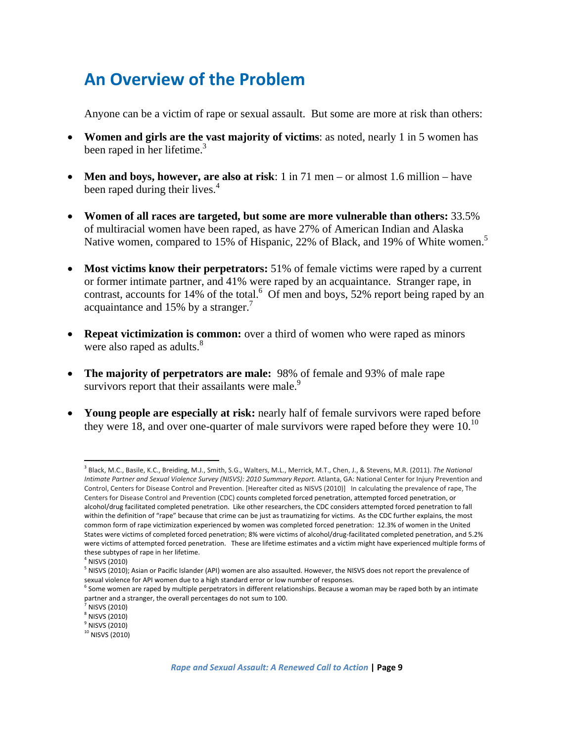## An Overview of the Problem

Anyone can be a victim of rape or sexual assault. But some are more at risk than others:

- **Women and girls are the vast majority of victims**: as noted, nearly 1 in 5 women has been raped in her lifetime.[3]

- **Men and boys, however, are also at risk**: 1 in 71 men – or almost 1.6 million – have been raped during their lives.[4]

- **Women of all races are targeted, but some are more vulnerable than others:** 33.5% of multiracial women have been raped, as have 27% of American Indian and Alaska Native women, compared to 15% of Hispanic, 22% of Black, and 19% of White women.[5]

- **Most victims know their perpetrators:** 51% of female victims were raped by a current or former intimate partner, and 41% were raped by an acquaintance. Stranger rape, in contrast, accounts for 14% of the total.[6] Of men and boys, 52% report being raped by an acquaintance and 15% by a stranger.[7]

- **Repeat victimization is common:** over a third of women who were raped as minors were also raped as adults.[8]

- **The majority of perpetrators are male:** 98% of female and 93% of male rape survivors report that their assailants were male.[9]

- **Young people are especially at risk:** nearly half of female survivors were raped before they were 18, and over one-quarter of male survivors were raped before they were 10.[10]

---

[3] Black, M.C., Basile, K.C., Breiding, M.J., Smith, S.G., Walters, M.L., Merrick, M.T., Chen, J., & Stevens, M.R. (2011). *The National Intimate Partner and Sexual Violence Survey (NISVS): 2010 Summary Report.* Atlanta, GA: National Center for Injury Prevention and Control, Centers for Disease Control and Prevention. [Hereafter cited as NISVS (2010)] In calculating the prevalence of rape, The Centers for Disease Control and Prevention (CDC) counts completed forced penetration, attempted forced penetration, or alcohol/drug facilitated completed penetration. Like other researchers, the CDC considers attempted forced penetration to fall within the definition of "rape" because that crime can be just as traumatizing for victims. As the CDC further explains, the most common form of rape victimization experienced by women was completed forced penetration: 12.3% of women in the United States were victims of completed forced penetration; 8% were victims of alcohol/drug-facilitated completed penetration, and 5.2% were victims of attempted forced penetration. These are lifetime estimates and a victim might have experienced multiple forms of these subtypes of rape in her lifetime.

[4] NISVS (2010)

[5] NISVS (2010); Asian or Pacific Islander (API) women are also assaulted. However, the NISVS does not report the prevalence of sexual violence for API women due to a high standard error or low number of responses.

[6] Some women are raped by multiple perpetrators in different relationships. Because a woman may be raped both by an intimate partner and a stranger, the overall percentages do not sum to 100.

[7] NISVS (2010)

[8] NISVS (2010)

[9] NISVS (2010)

[10] NISVS (2010)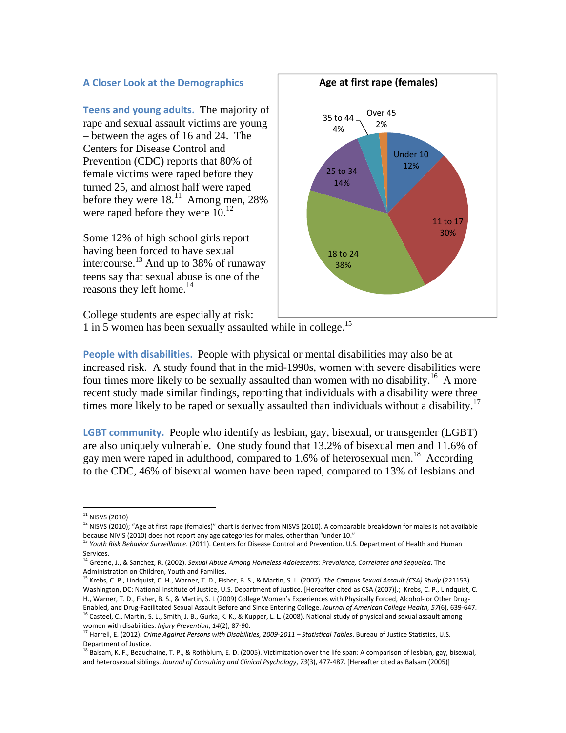## A Closer Look at the Demographics

**Teens and young adults.** The majority of rape and sexual assault victims are young – between the ages of 16 and 24. The Centers for Disease Control and Prevention (CDC) reports that 80% of female victims were raped before they turned 25, and almost half were raped before they were 18.[11] Among men, 28% were raped before they were 10.[12]

**Age at first rape (females)**

| Age | Percent |
|---|---|
| Under 10 | 12% |
| 11 to 17 | 30% |
| 18 to 24 | 38% |
| 25 to 34 | 14% |
| 35 to 44 | 4% |
| Over 45 | 2% |

Some 12% of high school girls report having been forced to have sexual intercourse.[13] And up to 38% of runaway teens say that sexual abuse is one of the reasons they left home.[14]

College students are especially at risk: 1 in 5 women has been sexually assaulted while in college.[15]

**People with disabilities.** People with physical or mental disabilities may also be at increased risk. A study found that in the mid-1990s, women with severe disabilities were four times more likely to be sexually assaulted than women with no disability.[16] A more recent study made similar findings, reporting that individuals with a disability were three times more likely to be raped or sexually assaulted than individuals without a disability.[17]

**LGBT community.** People who identify as lesbian, gay, bisexual, or transgender (LGBT) are also uniquely vulnerable. One study found that 13.2% of bisexual men and 11.6% of gay men were raped in adulthood, compared to 1.6% of heterosexual men.[18] According to the CDC, 46% of bisexual women have been raped, compared to 13% of lesbians and

---

[11] NISVS (2010)

[12] NISVS (2010); "Age at first rape (females)" chart is derived from NISVS (2010). A comparable breakdown for males is not available because NIVIS (2010) does not report any age categories for males, other than "under 10."

[13] *Youth Risk Behavior Surveillance*. (2011). Centers for Disease Control and Prevention. U.S. Department of Health and Human Services.

[14] Greene, J., & Sanchez, R. (2002). *Sexual Abuse Among Homeless Adolescents: Prevalence, Correlates and Sequelea*. The Administration on Children, Youth and Families.

[15] Krebs, C. P., Lindquist, C. H., Warner, T. D., Fisher, B. S., & Martin, S. L. (2007). *The Campus Sexual Assault (CSA) Study* (221153). Washington, DC: National Institute of Justice, U.S. Department of Justice. [Hereafter cited as CSA (2007)].; Krebs, C. P., Lindquist, C. H., Warner, T. D., Fisher, B. S., & Martin, S. L (2009) College Women's Experiences with Physically Forced, Alcohol- or Other Drug-Enabled, and Drug-Facilitated Sexual Assault Before and Since Entering College. *Journal of American College Health, 57*(6), 639-647.

[16] Casteel, C., Martin, S. L., Smith, J. B., Gurka, K. K., & Kupper, L. L. (2008). National study of physical and sexual assault among women with disabilities. *Injury Prevention*, *14*(2), 87-90.

[17] Harrell, E. (2012). *Crime Against Persons with Disabilities, 2009-2011 – Statistical Tables*. Bureau of Justice Statistics, U.S. Department of Justice.

[18] Balsam, K. F., Beauchaine, T. P., & Rothblum, E. D. (2005). Victimization over the life span: A comparison of lesbian, gay, bisexual, and heterosexual siblings. *Journal of Consulting and Clinical Psychology*, *73*(3), 477-487. [Hereafter cited as Balsam (2005)]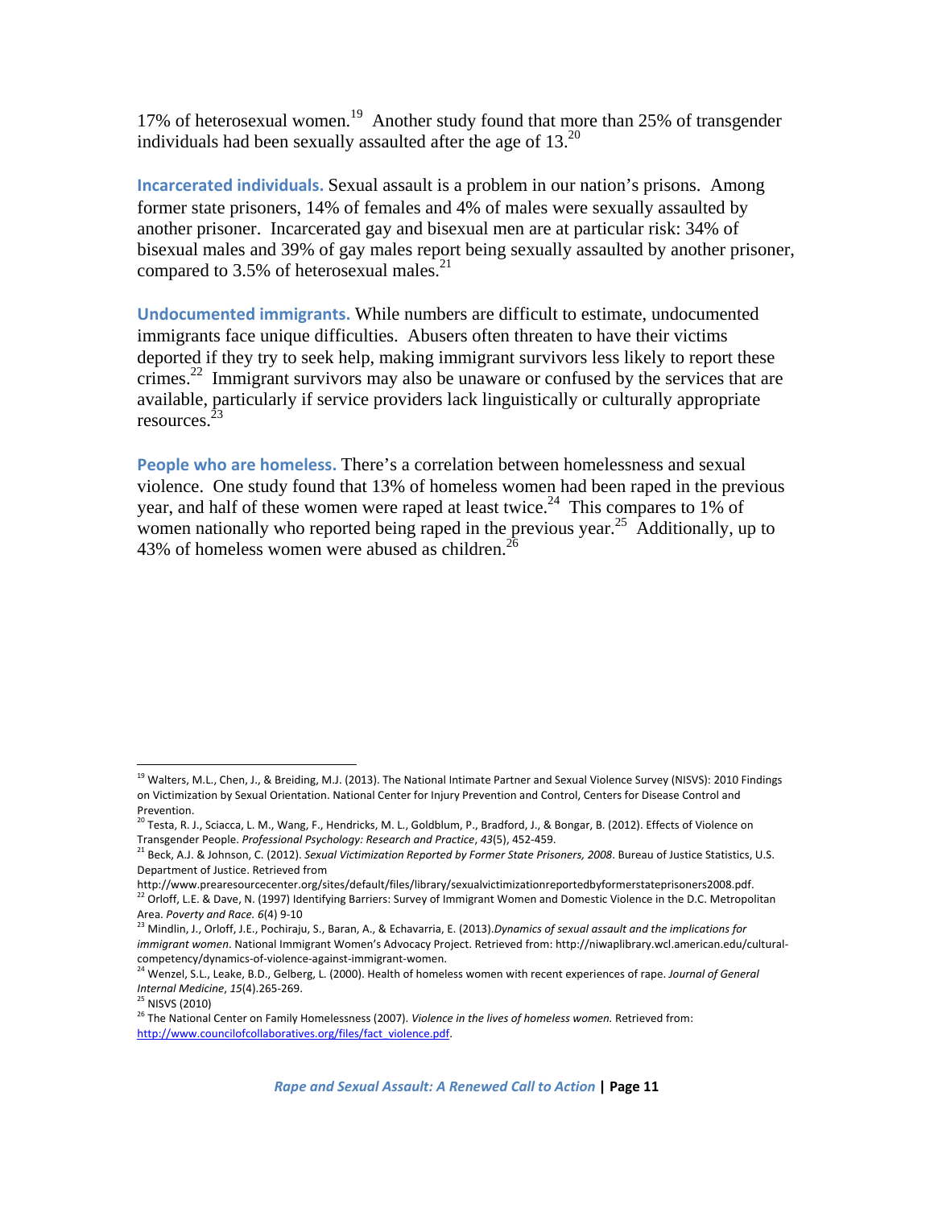17% of heterosexual women.[19] Another study found that more than 25% of transgender individuals had been sexually assaulted after the age of 13.[20]

**Incarcerated individuals.** Sexual assault is a problem in our nation's prisons. Among former state prisoners, 14% of females and 4% of males were sexually assaulted by another prisoner. Incarcerated gay and bisexual men are at particular risk: 34% of bisexual males and 39% of gay males report being sexually assaulted by another prisoner, compared to 3.5% of heterosexual males.[21]

**Undocumented immigrants.** While numbers are difficult to estimate, undocumented immigrants face unique difficulties. Abusers often threaten to have their victims deported if they try to seek help, making immigrant survivors less likely to report these crimes.[22] Immigrant survivors may also be unaware or confused by the services that are available, particularly if service providers lack linguistically or culturally appropriate resources.[23]

**People who are homeless.** There's a correlation between homelessness and sexual violence. One study found that 13% of homeless women had been raped in the previous year, and half of these women were raped at least twice.[24] This compares to 1% of women nationally who reported being raped in the previous year.[25] Additionally, up to 43% of homeless women were abused as children.[26]

---

[19] Walters, M.L., Chen, J., & Breiding, M.J. (2013). The National Intimate Partner and Sexual Violence Survey (NISVS): 2010 Findings on Victimization by Sexual Orientation. National Center for Injury Prevention and Control, Centers for Disease Control and Prevention.

[20] Testa, R. J., Sciacca, L. M., Wang, F., Hendricks, M. L., Goldblum, P., Bradford, J., & Bongar, B. (2012). Effects of Violence on Transgender People. *Professional Psychology: Research and Practice*, *43*(5), 452-459.

[21] Beck, A.J. & Johnson, C. (2012). *Sexual Victimization Reported by Former State Prisoners, 2008*. Bureau of Justice Statistics, U.S. Department of Justice. Retrieved from http://www.prearesourcecenter.org/sites/default/files/library/sexualvictimizationreportedbyformerstateprisoners2008.pdf.

[22] Orloff, L.E. & Dave, N. (1997) Identifying Barriers: Survey of Immigrant Women and Domestic Violence in the D.C. Metropolitan Area. *Poverty and Race. 6*(4) 9-10

[23] Mindlin, J., Orloff, J.E., Pochiraju, S., Baran, A., & Echavarria, E. (2013).*Dynamics of sexual assault and the implications for immigrant women*. National Immigrant Women's Advocacy Project. Retrieved from: http://niwaplibrary.wcl.american.edu/cultural-competency/dynamics-of-violence-against-immigrant-women.

[24] Wenzel, S.L., Leake, B.D., Gelberg, L. (2000). Health of homeless women with recent experiences of rape. *Journal of General Internal Medicine*, *15*(4).265-269.

[25] NISVS (2010)

[26] The National Center on Family Homelessness (2007). *Violence in the lives of homeless women.* Retrieved from: http://www.councilofcollaboratives.org/files/fact_violence.pdf.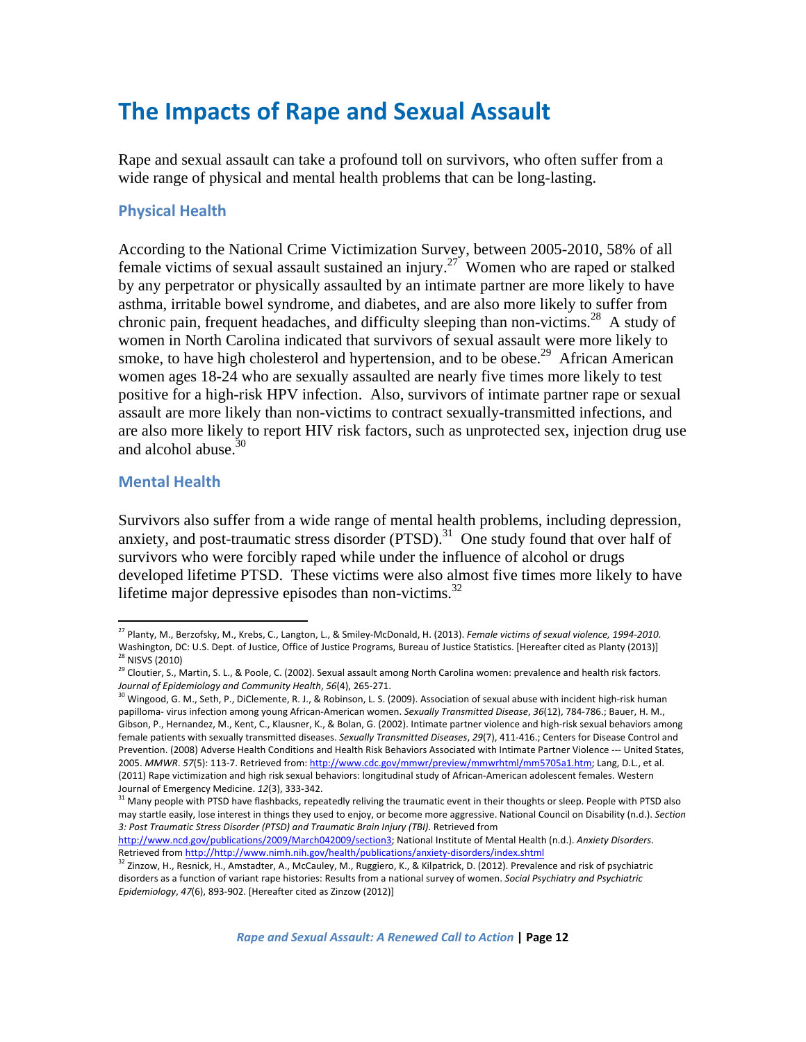# The Impacts of Rape and Sexual Assault

Rape and sexual assault can take a profound toll on survivors, who often suffer from a wide range of physical and mental health problems that can be long-lasting.

## Physical Health

According to the National Crime Victimization Survey, between 2005-2010, 58% of all female victims of sexual assault sustained an injury.[27] Women who are raped or stalked by any perpetrator or physically assaulted by an intimate partner are more likely to have asthma, irritable bowel syndrome, and diabetes, and are also more likely to suffer from chronic pain, frequent headaches, and difficulty sleeping than non-victims.[28] A study of women in North Carolina indicated that survivors of sexual assault were more likely to smoke, to have high cholesterol and hypertension, and to be obese.[29] African American women ages 18-24 who are sexually assaulted are nearly five times more likely to test positive for a high-risk HPV infection. Also, survivors of intimate partner rape or sexual assault are more likely than non-victims to contract sexually-transmitted infections, and are also more likely to report HIV risk factors, such as unprotected sex, injection drug use and alcohol abuse.[30]

## Mental Health

Survivors also suffer from a wide range of mental health problems, including depression, anxiety, and post-traumatic stress disorder (PTSD).[31] One study found that over half of survivors who were forcibly raped while under the influence of alcohol or drugs developed lifetime PTSD. These victims were also almost five times more likely to have lifetime major depressive episodes than non-victims.[32]

---

[27] Planty, M., Berzofsky, M., Krebs, C., Langton, L., & Smiley-McDonald, H. (2013). *Female victims of sexual violence, 1994-2010*. Washington, DC: U.S. Dept. of Justice, Office of Justice Programs, Bureau of Justice Statistics. [Hereafter cited as Planty (2013)]

[28] NISVS (2010)

[29] Cloutier, S., Martin, S. L., & Poole, C. (2002). Sexual assault among North Carolina women: prevalence and health risk factors. *Journal of Epidemiology and Community Health*, *56*(4), 265-271.

[30] Wingood, G. M., Seth, P., DiClemente, R. J., & Robinson, L. S. (2009). Association of sexual abuse with incident high-risk human papilloma- virus infection among young African-American women. *Sexually Transmitted Disease*, *36*(12), 784-786.; Bauer, H. M., Gibson, P., Hernandez, M., Kent, C., Klausner, K., & Bolan, G. (2002). Intimate partner violence and high-risk sexual behaviors among female patients with sexually transmitted diseases. *Sexually Transmitted Diseases*, *29*(7), 411-416.; Centers for Disease Control and Prevention. (2008) Adverse Health Conditions and Health Risk Behaviors Associated with Intimate Partner Violence --- United States, 2005. *MMWR*. *57*(5): 113-7. Retrieved from: http://www.cdc.gov/mmwr/preview/mmwrhtml/mm5705a1.htm; Lang, D.L., et al. (2011) Rape victimization and high risk sexual behaviors: longitudinal study of African-American adolescent females. Western Journal of Emergency Medicine. *12*(3), 333-342.

[31] Many people with PTSD have flashbacks, repeatedly reliving the traumatic event in their thoughts or sleep. People with PTSD also may startle easily, lose interest in things they used to enjoy, or become more aggressive. National Council on Disability (n.d.). *Section 3: Post Traumatic Stress Disorder (PTSD) and Traumatic Brain Injury (TBI)*. Retrieved from http://www.ncd.gov/publications/2009/March042009/section3; National Institute of Mental Health (n.d.). *Anxiety Disorders*. Retrieved from http://http://www.nimh.nih.gov/health/publications/anxiety-disorders/index.shtml

[32] Zinzow, H., Resnick, H., Amstadter, A., McCauley, M., Ruggiero, K., & Kilpatrick, D. (2012). Prevalence and risk of psychiatric disorders as a function of variant rape histories: Results from a national survey of women. *Social Psychiatry and Psychiatric Epidemiology*, *47*(6), 893-902. [Hereafter cited as Zinzow (2012)]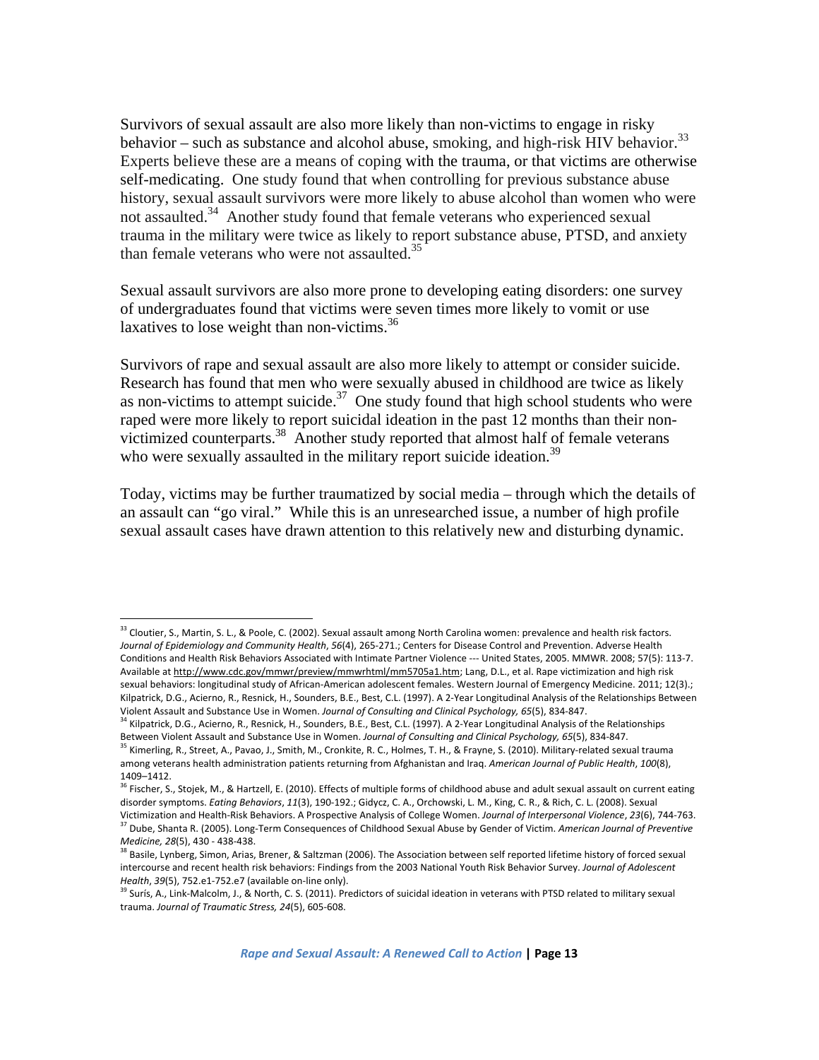Survivors of sexual assault are also more likely than non-victims to engage in risky behavior – such as substance and alcohol abuse, smoking, and high-risk HIV behavior.[33] Experts believe these are a means of coping with the trauma, or that victims are otherwise self-medicating. One study found that when controlling for previous substance abuse history, sexual assault survivors were more likely to abuse alcohol than women who were not assaulted.[34] Another study found that female veterans who experienced sexual trauma in the military were twice as likely to report substance abuse, PTSD, and anxiety than female veterans who were not assaulted.[35]

Sexual assault survivors are also more prone to developing eating disorders: one survey of undergraduates found that victims were seven times more likely to vomit or use laxatives to lose weight than non-victims.[36]

Survivors of rape and sexual assault are also more likely to attempt or consider suicide. Research has found that men who were sexually abused in childhood are twice as likely as non-victims to attempt suicide.[37] One study found that high school students who were raped were more likely to report suicidal ideation in the past 12 months than their non-victimized counterparts.[38] Another study reported that almost half of female veterans who were sexually assaulted in the military report suicide ideation.[39]

Today, victims may be further traumatized by social media – through which the details of an assault can "go viral." While this is an unresearched issue, a number of high profile sexual assault cases have drawn attention to this relatively new and disturbing dynamic.

---

[33] Cloutier, S., Martin, S. L., & Poole, C. (2002). Sexual assault among North Carolina women: prevalence and health risk factors. *Journal of Epidemiology and Community Health*, *56*(4), 265-271.; Centers for Disease Control and Prevention. Adverse Health Conditions and Health Risk Behaviors Associated with Intimate Partner Violence --- United States, 2005. MMWR. 2008; 57(5): 113-7. Available at http://www.cdc.gov/mmwr/preview/mmwrhtml/mm5705a1.htm; Lang, D.L., et al. Rape victimization and high risk sexual behaviors: longitudinal study of African-American adolescent females. Western Journal of Emergency Medicine. 2011; 12(3).; Kilpatrick, D.G., Acierno, R., Resnick, H., Sounders, B.E., Best, C.L. (1997). A 2-Year Longitudinal Analysis of the Relationships Between Violent Assault and Substance Use in Women. *Journal of Consulting and Clinical Psychology, 65*(5), 834-847.

[34] Kilpatrick, D.G., Acierno, R., Resnick, H., Sounders, B.E., Best, C.L. (1997). A 2-Year Longitudinal Analysis of the Relationships Between Violent Assault and Substance Use in Women. *Journal of Consulting and Clinical Psychology, 65*(5), 834-847.

[35] Kimerling, R., Street, A., Pavao, J., Smith, M., Cronkite, R. C., Holmes, T. H., & Frayne, S. (2010). Military-related sexual trauma among veterans health administration patients returning from Afghanistan and Iraq. *American Journal of Public Health*, *100*(8), 1409–1412.

[36] Fischer, S., Stojek, M., & Hartzell, E. (2010). Effects of multiple forms of childhood abuse and adult sexual assault on current eating disorder symptoms. *Eating Behaviors*, *11*(3), 190-192.; Gidycz, C. A., Orchowski, L. M., King, C. R., & Rich, C. L. (2008). Sexual Victimization and Health-Risk Behaviors. A Prospective Analysis of College Women. *Journal of Interpersonal Violence*, *23*(6), 744-763.

[37] Dube, Shanta R. (2005). Long-Term Consequences of Childhood Sexual Abuse by Gender of Victim. *American Journal of Preventive Medicine, 28*(5), 430 - 438-438.

[38] Basile, Lynberg, Simon, Arias, Brener, & Saltzman (2006). The Association between self reported lifetime history of forced sexual intercourse and recent health risk behaviors: Findings from the 2003 National Youth Risk Behavior Survey. *Journal of Adolescent Health*, *39*(5), 752.e1-752.e7 (available on-line only).

[39] Surís, A., Link-Malcolm, J., & North, C. S. (2011). Predictors of suicidal ideation in veterans with PTSD related to military sexual trauma. *Journal of Traumatic Stress, 24*(5), 605-608.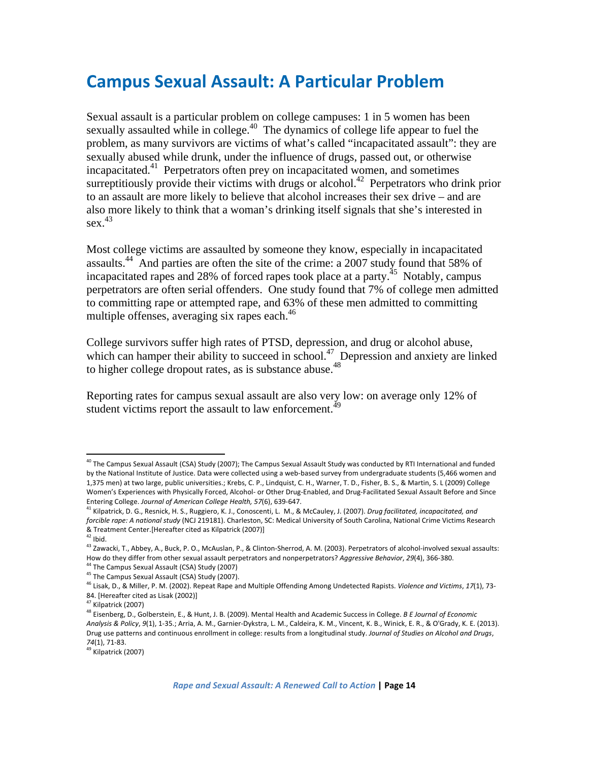# Campus Sexual Assault: A Particular Problem

Sexual assault is a particular problem on college campuses: 1 in 5 women has been sexually assaulted while in college.[40] The dynamics of college life appear to fuel the problem, as many survivors are victims of what's called "incapacitated assault": they are sexually abused while drunk, under the influence of drugs, passed out, or otherwise incapacitated.[41] Perpetrators often prey on incapacitated women, and sometimes surreptitiously provide their victims with drugs or alcohol.[42] Perpetrators who drink prior to an assault are more likely to believe that alcohol increases their sex drive – and are also more likely to think that a woman's drinking itself signals that she's interested in sex.[43]

Most college victims are assaulted by someone they know, especially in incapacitated assaults.[44] And parties are often the site of the crime: a 2007 study found that 58% of incapacitated rapes and 28% of forced rapes took place at a party.[45] Notably, campus perpetrators are often serial offenders. One study found that 7% of college men admitted to committing rape or attempted rape, and 63% of these men admitted to committing multiple offenses, averaging six rapes each.[46]

College survivors suffer high rates of PTSD, depression, and drug or alcohol abuse, which can hamper their ability to succeed in school.[47] Depression and anxiety are linked to higher college dropout rates, as is substance abuse.[48]

Reporting rates for campus sexual assault are also very low: on average only 12% of student victims report the assault to law enforcement.[49]

---

[40] The Campus Sexual Assault (CSA) Study (2007); The Campus Sexual Assault Study was conducted by RTI International and funded by the National Institute of Justice. Data were collected using a web-based survey from undergraduate students (5,466 women and 1,375 men) at two large, public universities.; Krebs, C. P., Lindquist, C. H., Warner, T. D., Fisher, B. S., & Martin, S. L (2009) College Women's Experiences with Physically Forced, Alcohol- or Other Drug-Enabled, and Drug-Facilitated Sexual Assault Before and Since Entering College. *Journal of American College Health, 57*(6), 639-647.

[41] Kilpatrick, D. G., Resnick, H. S., Ruggiero, K. J., Conoscenti, L. M., & McCauley, J. (2007). *Drug facilitated, incapacitated, and forcible rape: A national study* (NCJ 219181). Charleston, SC: Medical University of South Carolina, National Crime Victims Research & Treatment Center.[Hereafter cited as Kilpatrick (2007)]

[42] Ibid.

[43] Zawacki, T., Abbey, A., Buck, P. O., McAuslan, P., & Clinton-Sherrod, A. M. (2003). Perpetrators of alcohol-involved sexual assaults: How do they differ from other sexual assault perpetrators and nonperpetrators? *Aggressive Behavior*, *29*(4), 366-380.

[44] The Campus Sexual Assault (CSA) Study (2007)

[45] The Campus Sexual Assault (CSA) Study (2007).

[46] Lisak, D., & Miller, P. M. (2002). Repeat Rape and Multiple Offending Among Undetected Rapists. *Violence and Victims*, *17*(1), 73-84. [Hereafter cited as Lisak (2002)]

[47] Kilpatrick (2007)

[48] Eisenberg, D., Golberstein, E., & Hunt, J. B. (2009). Mental Health and Academic Success in College. *B E Journal of Economic Analysis & Policy*, *9*(1), 1-35.; Arria, A. M., Garnier-Dykstra, L. M., Caldeira, K. M., Vincent, K. B., Winick, E. R., & O'Grady, K. E. (2013). Drug use patterns and continuous enrollment in college: results from a longitudinal study. *Journal of Studies on Alcohol and Drugs*, *74*(1), 71-83.

[49] Kilpatrick (2007)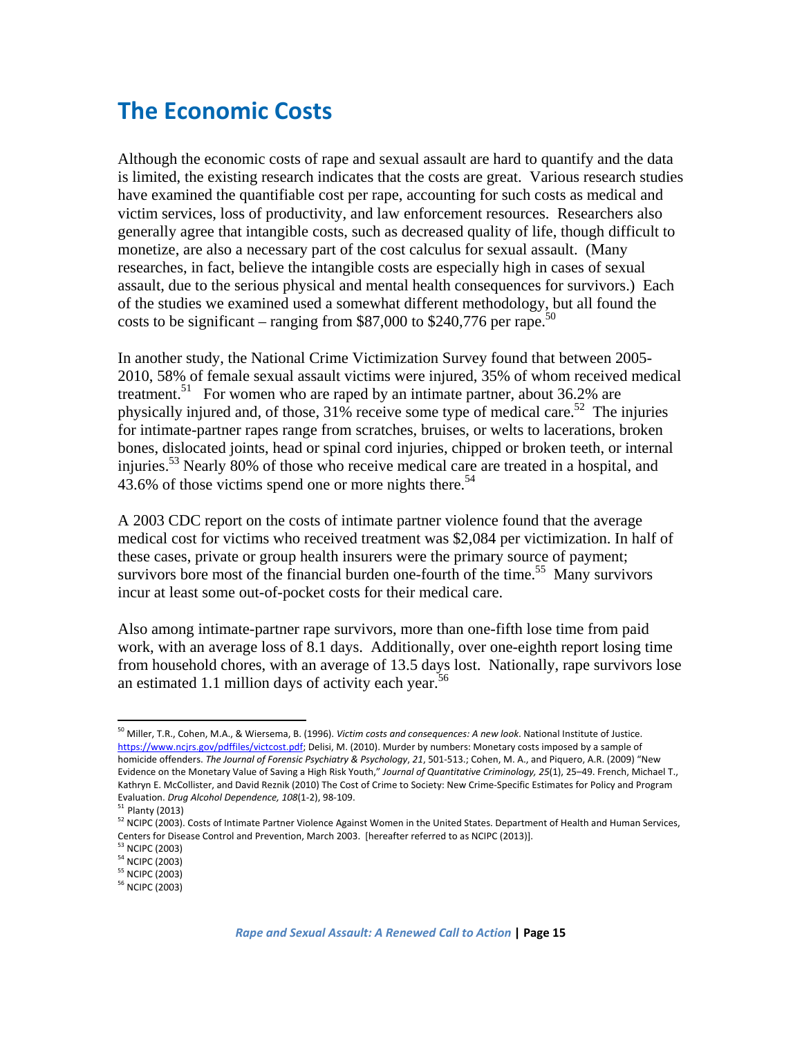# The Economic Costs

Although the economic costs of rape and sexual assault are hard to quantify and the data is limited, the existing research indicates that the costs are great. Various research studies have examined the quantifiable cost per rape, accounting for such costs as medical and victim services, loss of productivity, and law enforcement resources. Researchers also generally agree that intangible costs, such as decreased quality of life, though difficult to monetize, are also a necessary part of the cost calculus for sexual assault. (Many researches, in fact, believe the intangible costs are especially high in cases of sexual assault, due to the serious physical and mental health consequences for survivors.) Each of the studies we examined used a somewhat different methodology, but all found the costs to be significant – ranging from \$87,000 to \$240,776 per rape.[50]

In another study, the National Crime Victimization Survey found that between 2005-2010, 58% of female sexual assault victims were injured, 35% of whom received medical treatment.[51] For women who are raped by an intimate partner, about 36.2% are physically injured and, of those, 31% receive some type of medical care.[52] The injuries for intimate-partner rapes range from scratches, bruises, or welts to lacerations, broken bones, dislocated joints, head or spinal cord injuries, chipped or broken teeth, or internal injuries.[53] Nearly 80% of those who receive medical care are treated in a hospital, and 43.6% of those victims spend one or more nights there.[54]

A 2003 CDC report on the costs of intimate partner violence found that the average medical cost for victims who received treatment was \$2,084 per victimization. In half of these cases, private or group health insurers were the primary source of payment; survivors bore most of the financial burden one-fourth of the time.[55] Many survivors incur at least some out-of-pocket costs for their medical care.

Also among intimate-partner rape survivors, more than one-fifth lose time from paid work, with an average loss of 8.1 days. Additionally, over one-eighth report losing time from household chores, with an average of 13.5 days lost. Nationally, rape survivors lose an estimated 1.1 million days of activity each year.[56]

---

[50] Miller, T.R., Cohen, M.A., & Wiersema, B. (1996). *Victim costs and consequences: A new look*. National Institute of Justice. https://www.ncjrs.gov/pdffiles/victcost.pdf; Delisi, M. (2010). Murder by numbers: Monetary costs imposed by a sample of homicide offenders. *The Journal of Forensic Psychiatry & Psychology*, *21*, 501-513.; Cohen, M. A., and Piquero, A.R. (2009) "New Evidence on the Monetary Value of Saving a High Risk Youth," *Journal of Quantitative Criminology, 25*(1), 25–49. French, Michael T., Kathryn E. McCollister, and David Reznik (2010) The Cost of Crime to Society: New Crime-Specific Estimates for Policy and Program Evaluation. *Drug Alcohol Dependence, 108*(1-2), 98-109.

[51] Planty (2013)

[52] NCIPC (2003). Costs of Intimate Partner Violence Against Women in the United States. Department of Health and Human Services, Centers for Disease Control and Prevention, March 2003. [hereafter referred to as NCIPC (2013)].

[53] NCIPC (2003)

[54] NCIPC (2003)

[55] NCIPC (2003)

[56] NCIPC (2003)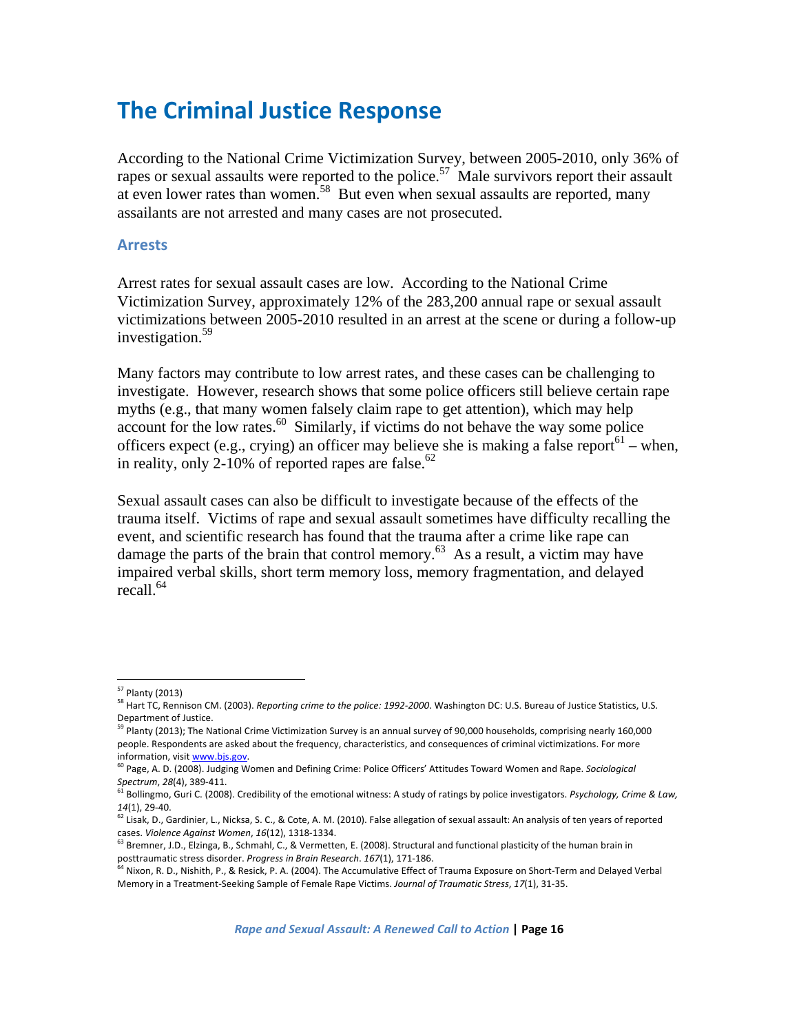# The Criminal Justice Response

According to the National Crime Victimization Survey, between 2005-2010, only 36% of rapes or sexual assaults were reported to the police.[57] Male survivors report their assault at even lower rates than women.[58] But even when sexual assaults are reported, many assailants are not arrested and many cases are not prosecuted.

## Arrests

Arrest rates for sexual assault cases are low. According to the National Crime Victimization Survey, approximately 12% of the 283,200 annual rape or sexual assault victimizations between 2005-2010 resulted in an arrest at the scene or during a follow-up investigation.[59]

Many factors may contribute to low arrest rates, and these cases can be challenging to investigate. However, research shows that some police officers still believe certain rape myths (e.g., that many women falsely claim rape to get attention), which may help account for the low rates.[60] Similarly, if victims do not behave the way some police officers expect (e.g., crying) an officer may believe she is making a false report[61] – when, in reality, only 2-10% of reported rapes are false.[62]

Sexual assault cases can also be difficult to investigate because of the effects of the trauma itself. Victims of rape and sexual assault sometimes have difficulty recalling the event, and scientific research has found that the trauma after a crime like rape can damage the parts of the brain that control memory.[63] As a result, a victim may have impaired verbal skills, short term memory loss, memory fragmentation, and delayed recall.[64]

---

[57] Planty (2013)

[58] Hart TC, Rennison CM. (2003). *Reporting crime to the police: 1992-2000*. Washington DC: U.S. Bureau of Justice Statistics, U.S. Department of Justice.

[59] Planty (2013); The National Crime Victimization Survey is an annual survey of 90,000 households, comprising nearly 160,000 people. Respondents are asked about the frequency, characteristics, and consequences of criminal victimizations. For more information, visit www.bjs.gov.

[60] Page, A. D. (2008). Judging Women and Defining Crime: Police Officers' Attitudes Toward Women and Rape. *Sociological Spectrum*, *28*(4), 389-411.

[61] Bollingmo, Guri C. (2008). Credibility of the emotional witness: A study of ratings by police investigators. *Psychology, Crime & Law, 14*(1), 29-40.

[62] Lisak, D., Gardinier, L., Nicksa, S. C., & Cote, A. M. (2010). False allegation of sexual assault: An analysis of ten years of reported cases. *Violence Against Women*, *16*(12), 1318-1334.

[63] Bremner, J.D., Elzinga, B., Schmahl, C., & Vermetten, E. (2008). Structural and functional plasticity of the human brain in posttraumatic stress disorder. *Progress in Brain Research*. *167*(1), 171-186.

[64] Nixon, R. D., Nishith, P., & Resick, P. A. (2004). The Accumulative Effect of Trauma Exposure on Short-Term and Delayed Verbal Memory in a Treatment-Seeking Sample of Female Rape Victims. *Journal of Traumatic Stress*, *17*(1), 31-35.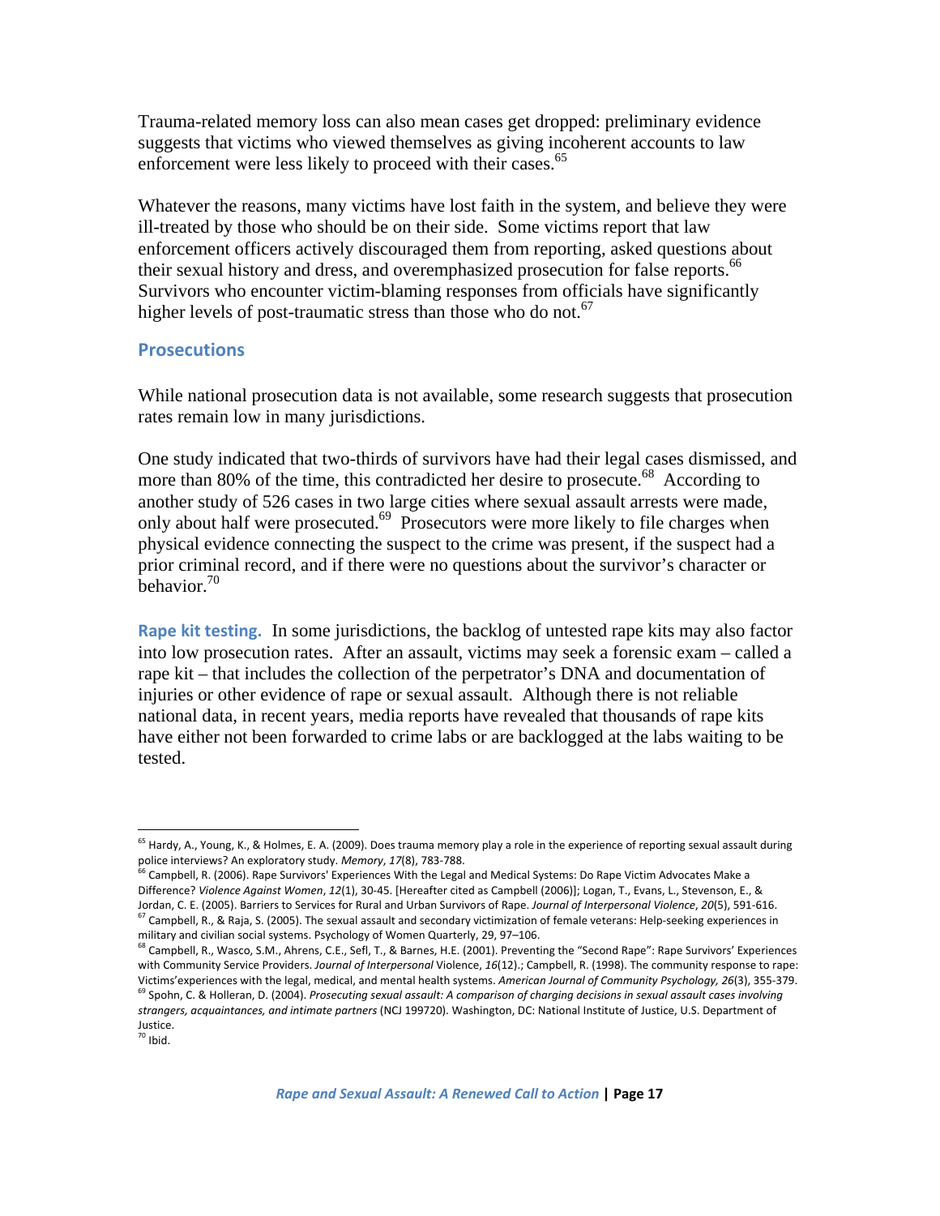Trauma-related memory loss can also mean cases get dropped: preliminary evidence suggests that victims who viewed themselves as giving incoherent accounts to law enforcement were less likely to proceed with their cases.[65]

Whatever the reasons, many victims have lost faith in the system, and believe they were ill-treated by those who should be on their side. Some victims report that law enforcement officers actively discouraged them from reporting, asked questions about their sexual history and dress, and overemphasized prosecution for false reports.[66] Survivors who encounter victim-blaming responses from officials have significantly higher levels of post-traumatic stress than those who do not.[67]

## Prosecutions

While national prosecution data is not available, some research suggests that prosecution rates remain low in many jurisdictions.

One study indicated that two-thirds of survivors have had their legal cases dismissed, and more than 80% of the time, this contradicted her desire to prosecute.[68] According to another study of 526 cases in two large cities where sexual assault arrests were made, only about half were prosecuted.[69] Prosecutors were more likely to file charges when physical evidence connecting the suspect to the crime was present, if the suspect had a prior criminal record, and if there were no questions about the survivor's character or behavior.[70]

**Rape kit testing.** In some jurisdictions, the backlog of untested rape kits may also factor into low prosecution rates. After an assault, victims may seek a forensic exam – called a rape kit – that includes the collection of the perpetrator's DNA and documentation of injuries or other evidence of rape or sexual assault. Although there is not reliable national data, in recent years, media reports have revealed that thousands of rape kits have either not been forwarded to crime labs or are backlogged at the labs waiting to be tested.

---

[65] Hardy, A., Young, K., & Holmes, E. A. (2009). Does trauma memory play a role in the experience of reporting sexual assault during police interviews? An exploratory study. *Memory*, *17*(8), 783-788.

[66] Campbell, R. (2006). Rape Survivors' Experiences With the Legal and Medical Systems: Do Rape Victim Advocates Make a Difference? *Violence Against Women*, *12*(1), 30-45. [Hereafter cited as Campbell (2006)]; Logan, T., Evans, L., Stevenson, E., & Jordan, C. E. (2005). Barriers to Services for Rural and Urban Survivors of Rape. *Journal of Interpersonal Violence*, *20*(5), 591-616.

[67] Campbell, R., & Raja, S. (2005). The sexual assault and secondary victimization of female veterans: Help-seeking experiences in military and civilian social systems. Psychology of Women Quarterly, 29, 97–106.

[68] Campbell, R., Wasco, S.M., Ahrens, C.E., Sefl, T., & Barnes, H.E. (2001). Preventing the "Second Rape": Rape Survivors' Experiences with Community Service Providers. *Journal of Interpersonal* Violence, *16*(12).; Campbell, R. (1998). The community response to rape: Victims'experiences with the legal, medical, and mental health systems. *American Journal of Community Psychology, 26*(3), 355-379.

[69] Spohn, C. & Holleran, D. (2004). *Prosecuting sexual assault: A comparison of charging decisions in sexual assault cases involving strangers, acquaintances, and intimate partners* (NCJ 199720). Washington, DC: National Institute of Justice, U.S. Department of Justice.

[70] Ibid.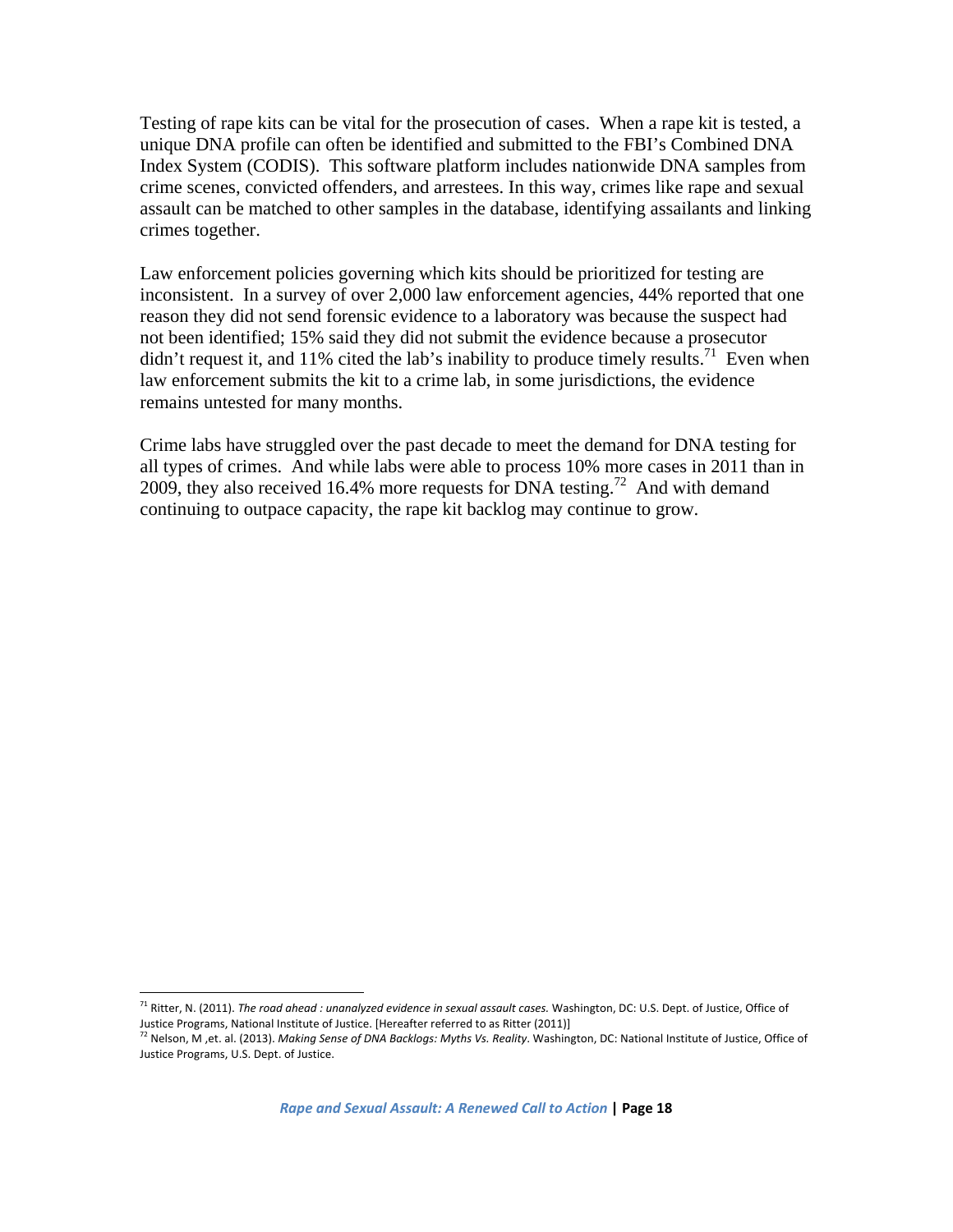Testing of rape kits can be vital for the prosecution of cases. When a rape kit is tested, a unique DNA profile can often be identified and submitted to the FBI's Combined DNA Index System (CODIS). This software platform includes nationwide DNA samples from crime scenes, convicted offenders, and arrestees. In this way, crimes like rape and sexual assault can be matched to other samples in the database, identifying assailants and linking crimes together.

Law enforcement policies governing which kits should be prioritized for testing are inconsistent. In a survey of over 2,000 law enforcement agencies, 44% reported that one reason they did not send forensic evidence to a laboratory was because the suspect had not been identified; 15% said they did not submit the evidence because a prosecutor didn't request it, and 11% cited the lab's inability to produce timely results.[71] Even when law enforcement submits the kit to a crime lab, in some jurisdictions, the evidence remains untested for many months.

Crime labs have struggled over the past decade to meet the demand for DNA testing for all types of crimes. And while labs were able to process 10% more cases in 2011 than in 2009, they also received 16.4% more requests for DNA testing.[72] And with demand continuing to outpace capacity, the rape kit backlog may continue to grow.

---

[71] Ritter, N. (2011). *The road ahead : unanalyzed evidence in sexual assault cases.* Washington, DC: U.S. Dept. of Justice, Office of Justice Programs, National Institute of Justice. [Hereafter referred to as Ritter (2011)]

[72] Nelson, M ,et. al. (2013). *Making Sense of DNA Backlogs: Myths Vs. Reality*. Washington, DC: National Institute of Justice, Office of Justice Programs, U.S. Dept. of Justice.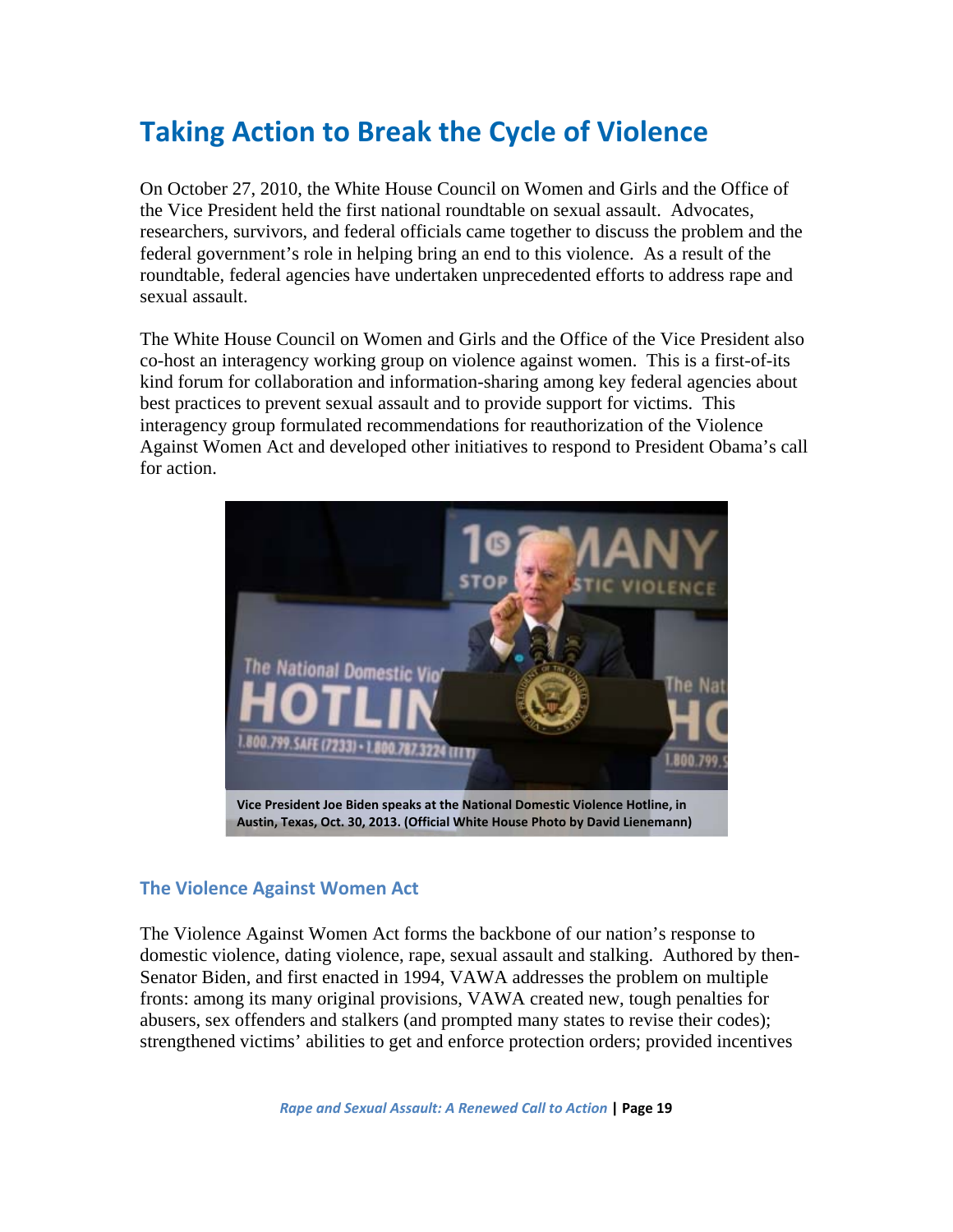# Taking Action to Break the Cycle of Violence

On October 27, 2010, the White House Council on Women and Girls and the Office of the Vice President held the first national roundtable on sexual assault. Advocates, researchers, survivors, and federal officials came together to discuss the problem and the federal government's role in helping bring an end to this violence. As a result of the roundtable, federal agencies have undertaken unprecedented efforts to address rape and sexual assault.

The White House Council on Women and Girls and the Office of the Vice President also co-host an interagency working group on violence against women. This is a first-of-its kind forum for collaboration and information-sharing among key federal agencies about best practices to prevent sexual assault and to provide support for victims. This interagency group formulated recommendations for reauthorization of the Violence Against Women Act and developed other initiatives to respond to President Obama's call for action.

**Vice President Joe Biden speaks at the National Domestic Violence Hotline, in Austin, Texas, Oct. 30, 2013. (Official White House Photo by David Lienemann)**

## The Violence Against Women Act

The Violence Against Women Act forms the backbone of our nation's response to domestic violence, dating violence, rape, sexual assault and stalking. Authored by then-Senator Biden, and first enacted in 1994, VAWA addresses the problem on multiple fronts: among its many original provisions, VAWA created new, tough penalties for abusers, sex offenders and stalkers (and prompted many states to revise their codes); strengthened victims' abilities to get and enforce protection orders; provided incentives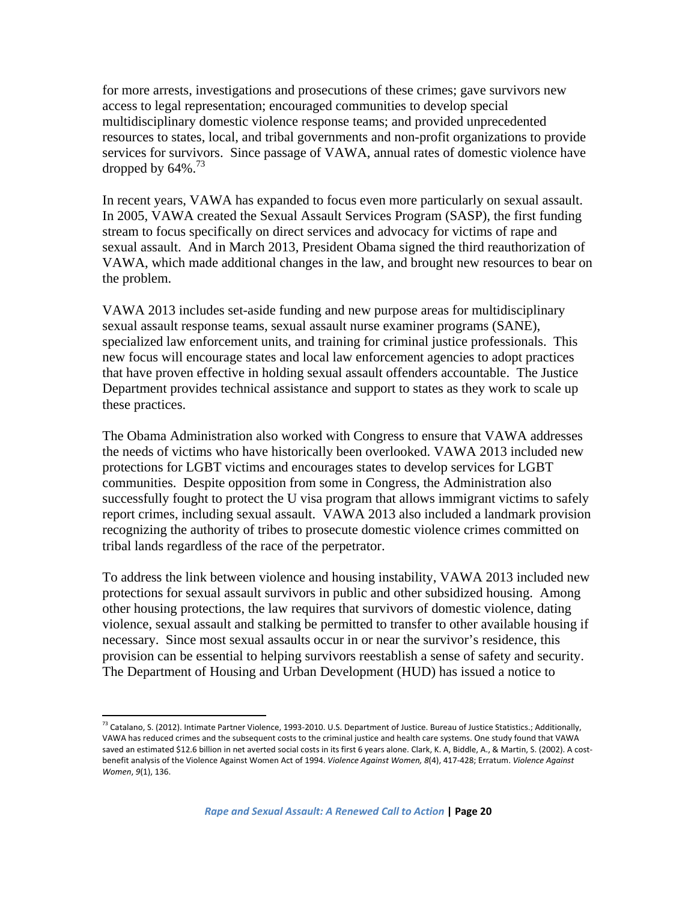for more arrests, investigations and prosecutions of these crimes; gave survivors new access to legal representation; encouraged communities to develop special multidisciplinary domestic violence response teams; and provided unprecedented resources to states, local, and tribal governments and non-profit organizations to provide services for survivors. Since passage of VAWA, annual rates of domestic violence have dropped by 64%.[73]

In recent years, VAWA has expanded to focus even more particularly on sexual assault. In 2005, VAWA created the Sexual Assault Services Program (SASP), the first funding stream to focus specifically on direct services and advocacy for victims of rape and sexual assault. And in March 2013, President Obama signed the third reauthorization of VAWA, which made additional changes in the law, and brought new resources to bear on the problem.

VAWA 2013 includes set-aside funding and new purpose areas for multidisciplinary sexual assault response teams, sexual assault nurse examiner programs (SANE), specialized law enforcement units, and training for criminal justice professionals. This new focus will encourage states and local law enforcement agencies to adopt practices that have proven effective in holding sexual assault offenders accountable. The Justice Department provides technical assistance and support to states as they work to scale up these practices.

The Obama Administration also worked with Congress to ensure that VAWA addresses the needs of victims who have historically been overlooked. VAWA 2013 included new protections for LGBT victims and encourages states to develop services for LGBT communities. Despite opposition from some in Congress, the Administration also successfully fought to protect the U visa program that allows immigrant victims to safely report crimes, including sexual assault. VAWA 2013 also included a landmark provision recognizing the authority of tribes to prosecute domestic violence crimes committed on tribal lands regardless of the race of the perpetrator.

To address the link between violence and housing instability, VAWA 2013 included new protections for sexual assault survivors in public and other subsidized housing. Among other housing protections, the law requires that survivors of domestic violence, dating violence, sexual assault and stalking be permitted to transfer to other available housing if necessary. Since most sexual assaults occur in or near the survivor's residence, this provision can be essential to helping survivors reestablish a sense of safety and security. The Department of Housing and Urban Development (HUD) has issued a notice to

---

[73] Catalano, S. (2012). Intimate Partner Violence, 1993-2010. U.S. Department of Justice. Bureau of Justice Statistics.; Additionally, VAWA has reduced crimes and the subsequent costs to the criminal justice and health care systems. One study found that VAWA saved an estimated $12.6 billion in net averted social costs in its first 6 years alone. Clark, K. A, Biddle, A., & Martin, S. (2002). A cost-benefit analysis of the Violence Against Women Act of 1994. *Violence Against Women, 8*(4), 417-428; Erratum. *Violence Against Women*, *9*(1), 136.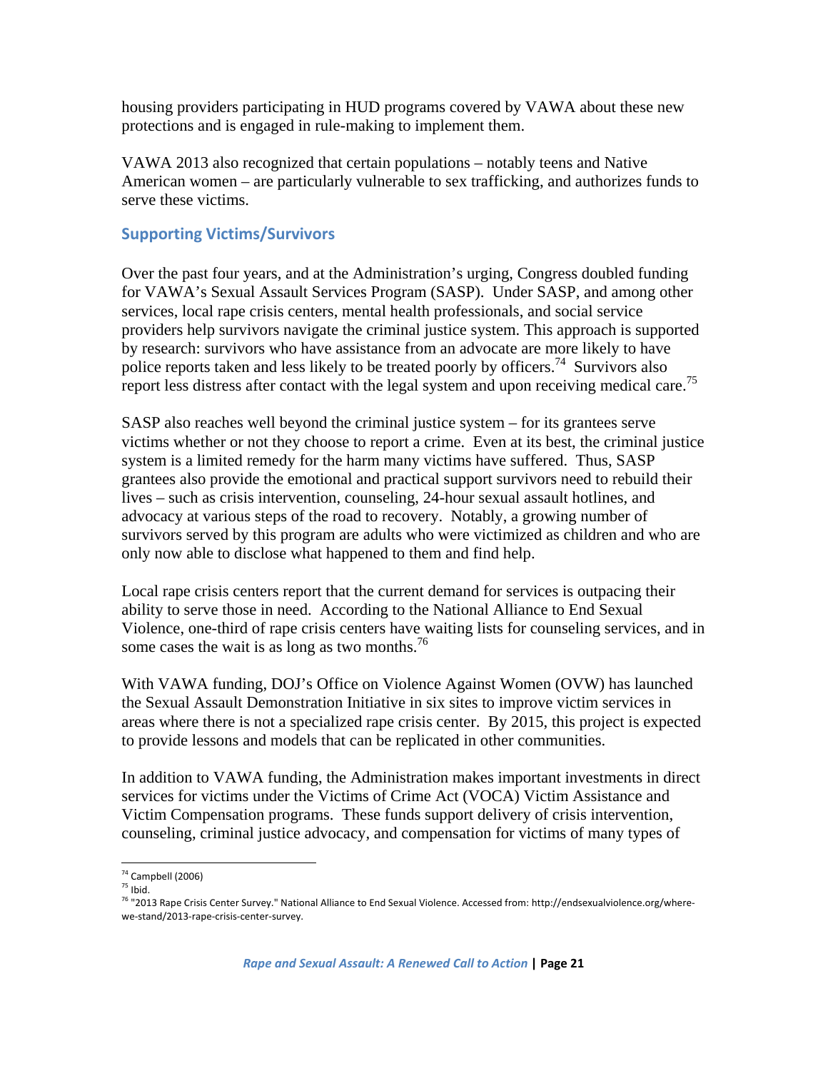housing providers participating in HUD programs covered by VAWA about these new protections and is engaged in rule-making to implement them.

VAWA 2013 also recognized that certain populations – notably teens and Native American women – are particularly vulnerable to sex trafficking, and authorizes funds to serve these victims.

## Supporting Victims/Survivors

Over the past four years, and at the Administration's urging, Congress doubled funding for VAWA's Sexual Assault Services Program (SASP). Under SASP, and among other services, local rape crisis centers, mental health professionals, and social service providers help survivors navigate the criminal justice system. This approach is supported by research: survivors who have assistance from an advocate are more likely to have police reports taken and less likely to be treated poorly by officers.[74] Survivors also report less distress after contact with the legal system and upon receiving medical care.[75]

SASP also reaches well beyond the criminal justice system – for its grantees serve victims whether or not they choose to report a crime. Even at its best, the criminal justice system is a limited remedy for the harm many victims have suffered. Thus, SASP grantees also provide the emotional and practical support survivors need to rebuild their lives – such as crisis intervention, counseling, 24-hour sexual assault hotlines, and advocacy at various steps of the road to recovery. Notably, a growing number of survivors served by this program are adults who were victimized as children and who are only now able to disclose what happened to them and find help.

Local rape crisis centers report that the current demand for services is outpacing their ability to serve those in need. According to the National Alliance to End Sexual Violence, one-third of rape crisis centers have waiting lists for counseling services, and in some cases the wait is as long as two months.[76]

With VAWA funding, DOJ's Office on Violence Against Women (OVW) has launched the Sexual Assault Demonstration Initiative in six sites to improve victim services in areas where there is not a specialized rape crisis center. By 2015, this project is expected to provide lessons and models that can be replicated in other communities.

In addition to VAWA funding, the Administration makes important investments in direct services for victims under the Victims of Crime Act (VOCA) Victim Assistance and Victim Compensation programs. These funds support delivery of crisis intervention, counseling, criminal justice advocacy, and compensation for victims of many types of

---

[74] Campbell (2006)

[75] Ibid.

[76] "2013 Rape Crisis Center Survey." National Alliance to End Sexual Violence. Accessed from: http://endsexualviolence.org/where-we-stand/2013-rape-crisis-center-survey.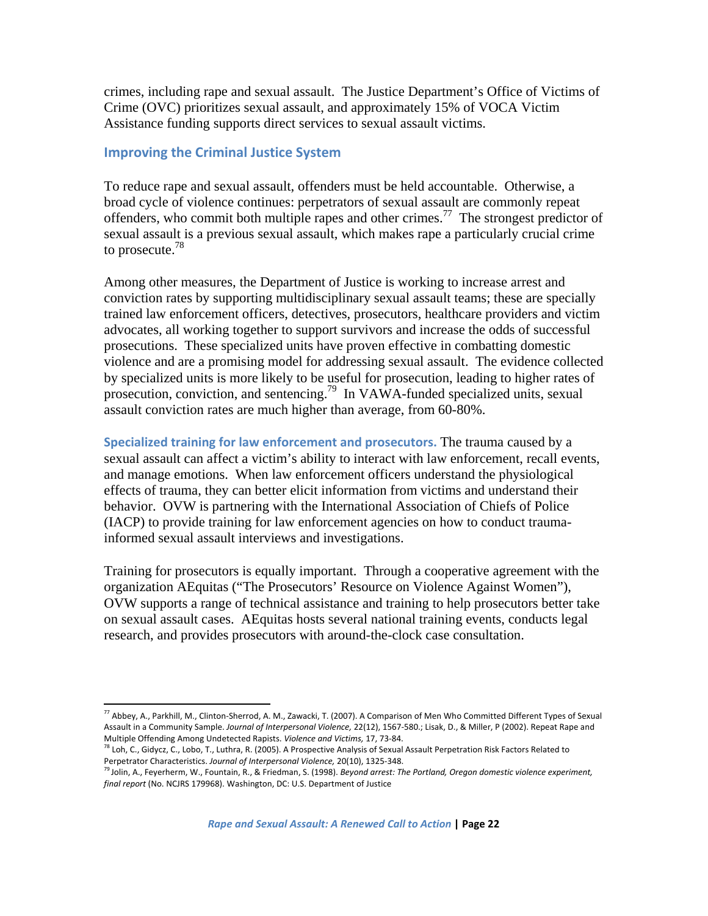crimes, including rape and sexual assault. The Justice Department's Office of Victims of Crime (OVC) prioritizes sexual assault, and approximately 15% of VOCA Victim Assistance funding supports direct services to sexual assault victims.

## Improving the Criminal Justice System

To reduce rape and sexual assault, offenders must be held accountable. Otherwise, a broad cycle of violence continues: perpetrators of sexual assault are commonly repeat offenders, who commit both multiple rapes and other crimes.[77] The strongest predictor of sexual assault is a previous sexual assault, which makes rape a particularly crucial crime to prosecute.[78]

Among other measures, the Department of Justice is working to increase arrest and conviction rates by supporting multidisciplinary sexual assault teams; these are specially trained law enforcement officers, detectives, prosecutors, healthcare providers and victim advocates, all working together to support survivors and increase the odds of successful prosecutions. These specialized units have proven effective in combatting domestic violence and are a promising model for addressing sexual assault. The evidence collected by specialized units is more likely to be useful for prosecution, leading to higher rates of prosecution, conviction, and sentencing.[79] In VAWA-funded specialized units, sexual assault conviction rates are much higher than average, from 60-80%.

**Specialized training for law enforcement and prosecutors.** The trauma caused by a sexual assault can affect a victim's ability to interact with law enforcement, recall events, and manage emotions. When law enforcement officers understand the physiological effects of trauma, they can better elicit information from victims and understand their behavior. OVW is partnering with the International Association of Chiefs of Police (IACP) to provide training for law enforcement agencies on how to conduct trauma-informed sexual assault interviews and investigations.

Training for prosecutors is equally important. Through a cooperative agreement with the organization AEquitas ("The Prosecutors' Resource on Violence Against Women"), OVW supports a range of technical assistance and training to help prosecutors better take on sexual assault cases. AEquitas hosts several national training events, conducts legal research, and provides prosecutors with around-the-clock case consultation.

---

[77] Abbey, A., Parkhill, M., Clinton-Sherrod, A. M., Zawacki, T. (2007). A Comparison of Men Who Committed Different Types of Sexual Assault in a Community Sample. *Journal of Interpersonal Violence,* 22(12), 1567-580.; Lisak, D., & Miller, P (2002). Repeat Rape and Multiple Offending Among Undetected Rapists. *Violence and Victims,* 17, 73-84.

[78] Loh, C., Gidycz, C., Lobo, T., Luthra, R. (2005). A Prospective Analysis of Sexual Assault Perpetration Risk Factors Related to Perpetrator Characteristics. *Journal of Interpersonal Violence,* 20(10), 1325-348.

[79] Jolin, A., Feyerherm, W., Fountain, R., & Friedman, S. (1998). *Beyond arrest: The Portland, Oregon domestic violence experiment, final report* (No. NCJRS 179968). Washington, DC: U.S. Department of Justice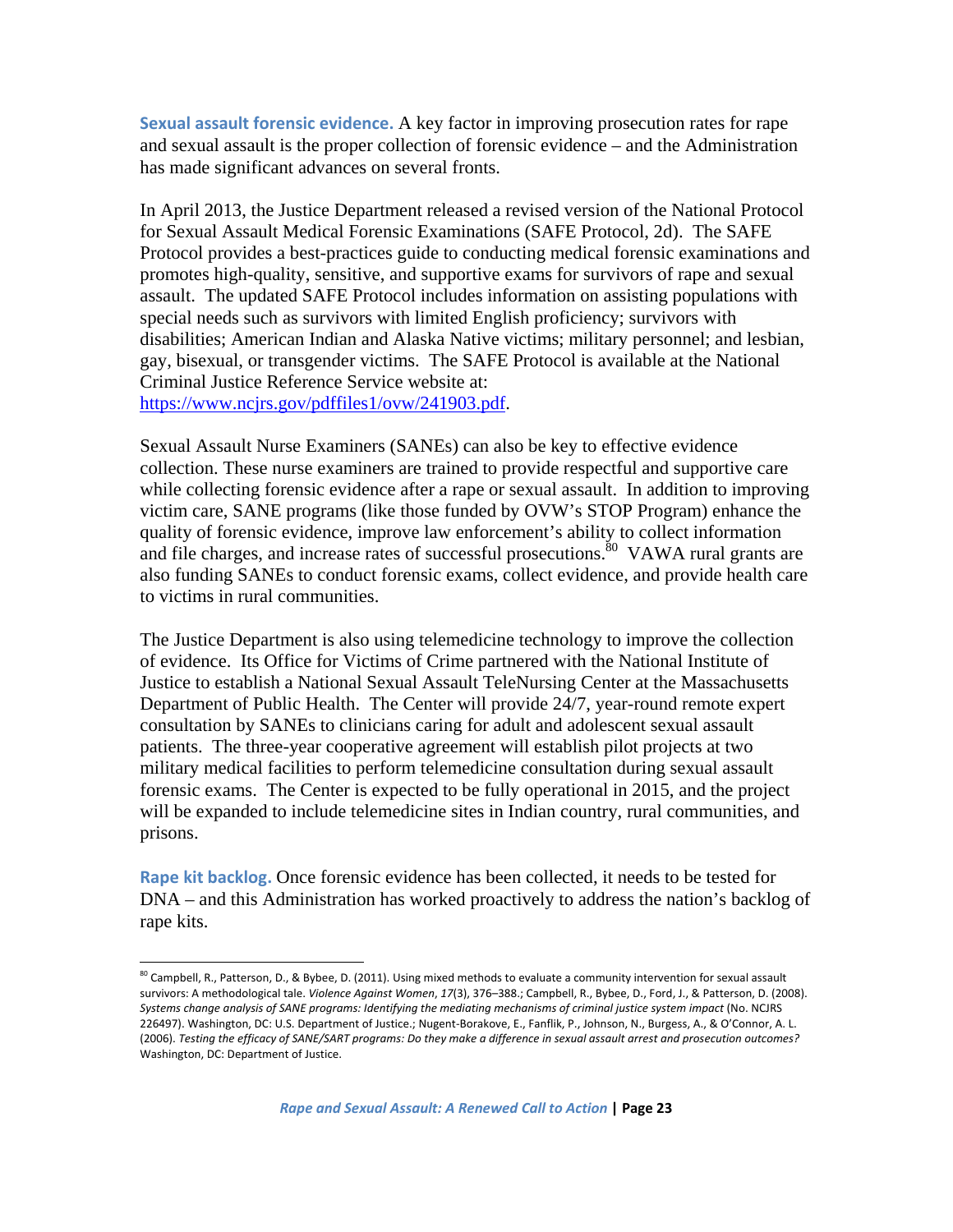**Sexual assault forensic evidence.** A key factor in improving prosecution rates for rape and sexual assault is the proper collection of forensic evidence – and the Administration has made significant advances on several fronts.

In April 2013, the Justice Department released a revised version of the National Protocol for Sexual Assault Medical Forensic Examinations (SAFE Protocol, 2d). The SAFE Protocol provides a best-practices guide to conducting medical forensic examinations and promotes high-quality, sensitive, and supportive exams for survivors of rape and sexual assault. The updated SAFE Protocol includes information on assisting populations with special needs such as survivors with limited English proficiency; survivors with disabilities; American Indian and Alaska Native victims; military personnel; and lesbian, gay, bisexual, or transgender victims. The SAFE Protocol is available at the National Criminal Justice Reference Service website at: https://www.ncjrs.gov/pdffiles1/ovw/241903.pdf.

Sexual Assault Nurse Examiners (SANEs) can also be key to effective evidence collection. These nurse examiners are trained to provide respectful and supportive care while collecting forensic evidence after a rape or sexual assault. In addition to improving victim care, SANE programs (like those funded by OVW's STOP Program) enhance the quality of forensic evidence, improve law enforcement's ability to collect information and file charges, and increase rates of successful prosecutions.[80] VAWA rural grants are also funding SANEs to conduct forensic exams, collect evidence, and provide health care to victims in rural communities.

The Justice Department is also using telemedicine technology to improve the collection of evidence. Its Office for Victims of Crime partnered with the National Institute of Justice to establish a National Sexual Assault TeleNursing Center at the Massachusetts Department of Public Health. The Center will provide 24/7, year-round remote expert consultation by SANEs to clinicians caring for adult and adolescent sexual assault patients. The three-year cooperative agreement will establish pilot projects at two military medical facilities to perform telemedicine consultation during sexual assault forensic exams. The Center is expected to be fully operational in 2015, and the project will be expanded to include telemedicine sites in Indian country, rural communities, and prisons.

**Rape kit backlog.** Once forensic evidence has been collected, it needs to be tested for DNA – and this Administration has worked proactively to address the nation's backlog of rape kits.

---

[80] Campbell, R., Patterson, D., & Bybee, D. (2011). Using mixed methods to evaluate a community intervention for sexual assault survivors: A methodological tale. *Violence Against Women*, *17*(3), 376–388.; Campbell, R., Bybee, D., Ford, J., & Patterson, D. (2008). *Systems change analysis of SANE programs: Identifying the mediating mechanisms of criminal justice system impact* (No. NCJRS 226497). Washington, DC: U.S. Department of Justice.; Nugent-Borakove, E., Fanflik, P., Johnson, N., Burgess, A., & O'Connor, A. L. (2006). *Testing the efficacy of SANE/SART programs: Do they make a difference in sexual assault arrest and prosecution outcomes?* Washington, DC: Department of Justice.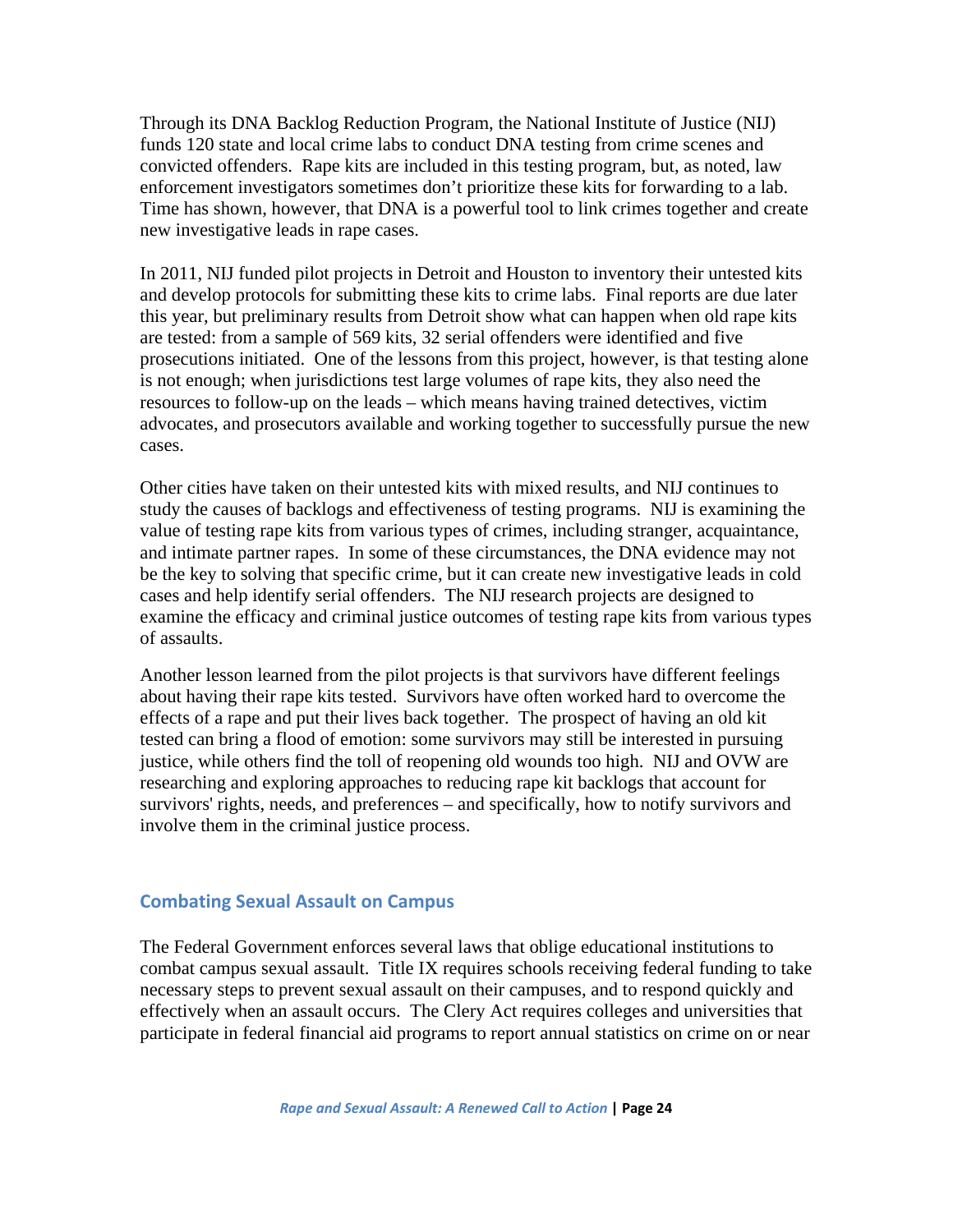Through its DNA Backlog Reduction Program, the National Institute of Justice (NIJ) funds 120 state and local crime labs to conduct DNA testing from crime scenes and convicted offenders. Rape kits are included in this testing program, but, as noted, law enforcement investigators sometimes don't prioritize these kits for forwarding to a lab. Time has shown, however, that DNA is a powerful tool to link crimes together and create new investigative leads in rape cases.

In 2011, NIJ funded pilot projects in Detroit and Houston to inventory their untested kits and develop protocols for submitting these kits to crime labs. Final reports are due later this year, but preliminary results from Detroit show what can happen when old rape kits are tested: from a sample of 569 kits, 32 serial offenders were identified and five prosecutions initiated. One of the lessons from this project, however, is that testing alone is not enough; when jurisdictions test large volumes of rape kits, they also need the resources to follow-up on the leads – which means having trained detectives, victim advocates, and prosecutors available and working together to successfully pursue the new cases.

Other cities have taken on their untested kits with mixed results, and NIJ continues to study the causes of backlogs and effectiveness of testing programs. NIJ is examining the value of testing rape kits from various types of crimes, including stranger, acquaintance, and intimate partner rapes. In some of these circumstances, the DNA evidence may not be the key to solving that specific crime, but it can create new investigative leads in cold cases and help identify serial offenders. The NIJ research projects are designed to examine the efficacy and criminal justice outcomes of testing rape kits from various types of assaults.

Another lesson learned from the pilot projects is that survivors have different feelings about having their rape kits tested. Survivors have often worked hard to overcome the effects of a rape and put their lives back together. The prospect of having an old kit tested can bring a flood of emotion: some survivors may still be interested in pursuing justice, while others find the toll of reopening old wounds too high. NIJ and OVW are researching and exploring approaches to reducing rape kit backlogs that account for survivors' rights, needs, and preferences – and specifically, how to notify survivors and involve them in the criminal justice process.

### Combating Sexual Assault on Campus

The Federal Government enforces several laws that oblige educational institutions to combat campus sexual assault. Title IX requires schools receiving federal funding to take necessary steps to prevent sexual assault on their campuses, and to respond quickly and effectively when an assault occurs. The Clery Act requires colleges and universities that participate in federal financial aid programs to report annual statistics on crime on or near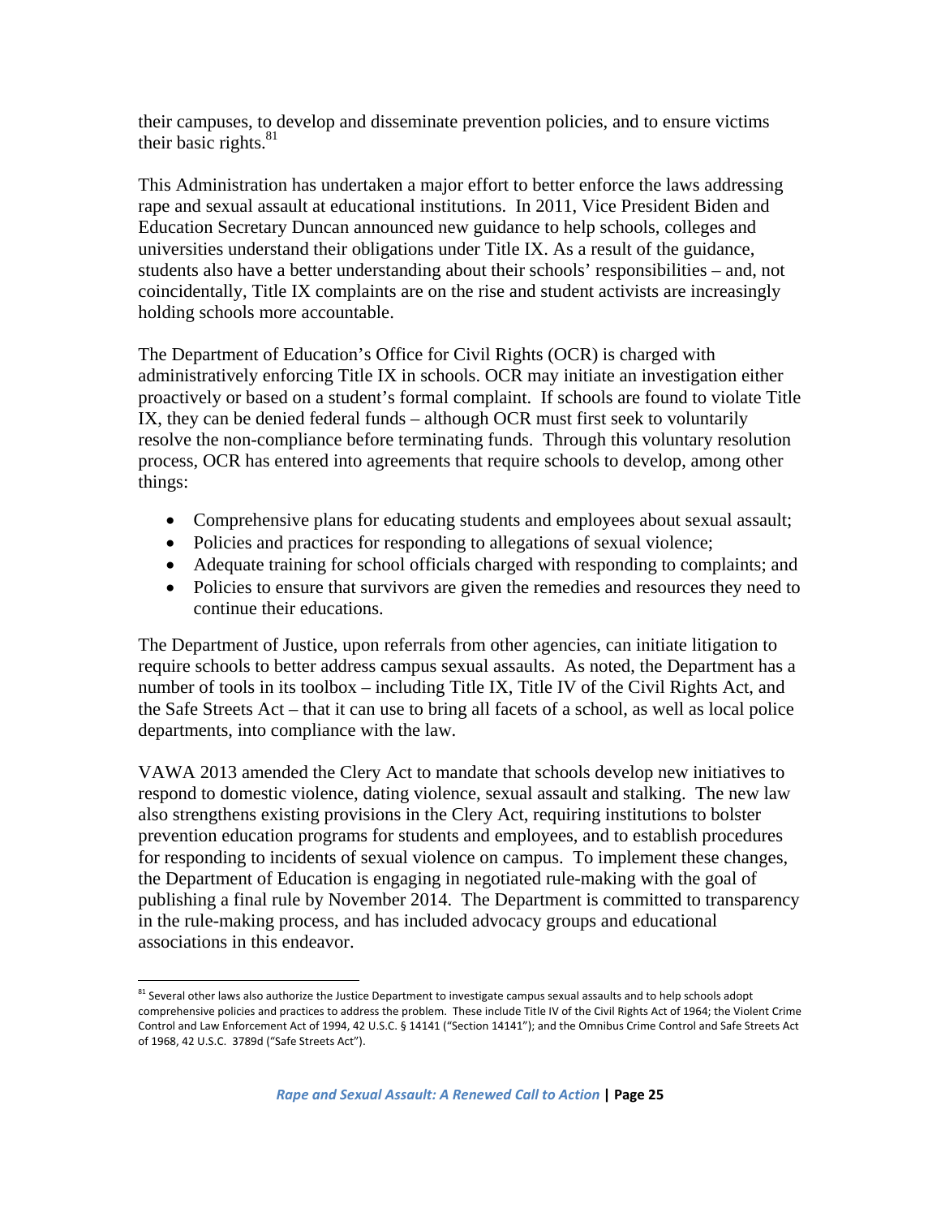their campuses, to develop and disseminate prevention policies, and to ensure victims their basic rights.[81]

This Administration has undertaken a major effort to better enforce the laws addressing rape and sexual assault at educational institutions. In 2011, Vice President Biden and Education Secretary Duncan announced new guidance to help schools, colleges and universities understand their obligations under Title IX. As a result of the guidance, students also have a better understanding about their schools' responsibilities – and, not coincidentally, Title IX complaints are on the rise and student activists are increasingly holding schools more accountable.

The Department of Education's Office for Civil Rights (OCR) is charged with administratively enforcing Title IX in schools. OCR may initiate an investigation either proactively or based on a student's formal complaint. If schools are found to violate Title IX, they can be denied federal funds – although OCR must first seek to voluntarily resolve the non-compliance before terminating funds. Through this voluntary resolution process, OCR has entered into agreements that require schools to develop, among other things:

- Comprehensive plans for educating students and employees about sexual assault;
- Policies and practices for responding to allegations of sexual violence;
- Adequate training for school officials charged with responding to complaints; and
- Policies to ensure that survivors are given the remedies and resources they need to continue their educations.

The Department of Justice, upon referrals from other agencies, can initiate litigation to require schools to better address campus sexual assaults. As noted, the Department has a number of tools in its toolbox – including Title IX, Title IV of the Civil Rights Act, and the Safe Streets Act – that it can use to bring all facets of a school, as well as local police departments, into compliance with the law.

VAWA 2013 amended the Clery Act to mandate that schools develop new initiatives to respond to domestic violence, dating violence, sexual assault and stalking. The new law also strengthens existing provisions in the Clery Act, requiring institutions to bolster prevention education programs for students and employees, and to establish procedures for responding to incidents of sexual violence on campus. To implement these changes, the Department of Education is engaging in negotiated rule-making with the goal of publishing a final rule by November 2014. The Department is committed to transparency in the rule-making process, and has included advocacy groups and educational associations in this endeavor.

---

[81] Several other laws also authorize the Justice Department to investigate campus sexual assaults and to help schools adopt comprehensive policies and practices to address the problem. These include Title IV of the Civil Rights Act of 1964; the Violent Crime Control and Law Enforcement Act of 1994, 42 U.S.C. § 14141 ("Section 14141"); and the Omnibus Crime Control and Safe Streets Act of 1968, 42 U.S.C. 3789d ("Safe Streets Act").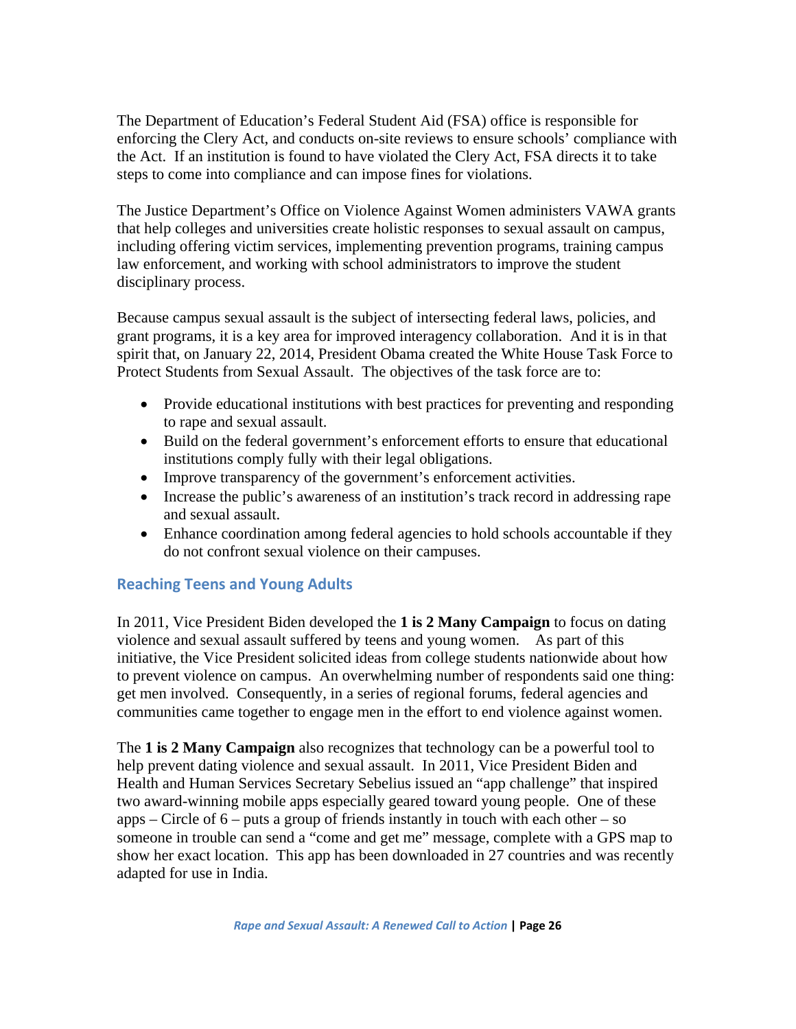The Department of Education's Federal Student Aid (FSA) office is responsible for enforcing the Clery Act, and conducts on-site reviews to ensure schools' compliance with the Act. If an institution is found to have violated the Clery Act, FSA directs it to take steps to come into compliance and can impose fines for violations.

The Justice Department's Office on Violence Against Women administers VAWA grants that help colleges and universities create holistic responses to sexual assault on campus, including offering victim services, implementing prevention programs, training campus law enforcement, and working with school administrators to improve the student disciplinary process.

Because campus sexual assault is the subject of intersecting federal laws, policies, and grant programs, it is a key area for improved interagency collaboration. And it is in that spirit that, on January 22, 2014, President Obama created the White House Task Force to Protect Students from Sexual Assault. The objectives of the task force are to:

- Provide educational institutions with best practices for preventing and responding to rape and sexual assault.
- Build on the federal government's enforcement efforts to ensure that educational institutions comply fully with their legal obligations.
- Improve transparency of the government's enforcement activities.
- Increase the public's awareness of an institution's track record in addressing rape and sexual assault.
- Enhance coordination among federal agencies to hold schools accountable if they do not confront sexual violence on their campuses.

### Reaching Teens and Young Adults

In 2011, Vice President Biden developed the **1 is 2 Many Campaign** to focus on dating violence and sexual assault suffered by teens and young women. As part of this initiative, the Vice President solicited ideas from college students nationwide about how to prevent violence on campus. An overwhelming number of respondents said one thing: get men involved. Consequently, in a series of regional forums, federal agencies and communities came together to engage men in the effort to end violence against women.

The **1 is 2 Many Campaign** also recognizes that technology can be a powerful tool to help prevent dating violence and sexual assault. In 2011, Vice President Biden and Health and Human Services Secretary Sebelius issued an "app challenge" that inspired two award-winning mobile apps especially geared toward young people. One of these apps – Circle of 6 – puts a group of friends instantly in touch with each other – so someone in trouble can send a "come and get me" message, complete with a GPS map to show her exact location. This app has been downloaded in 27 countries and was recently adapted for use in India.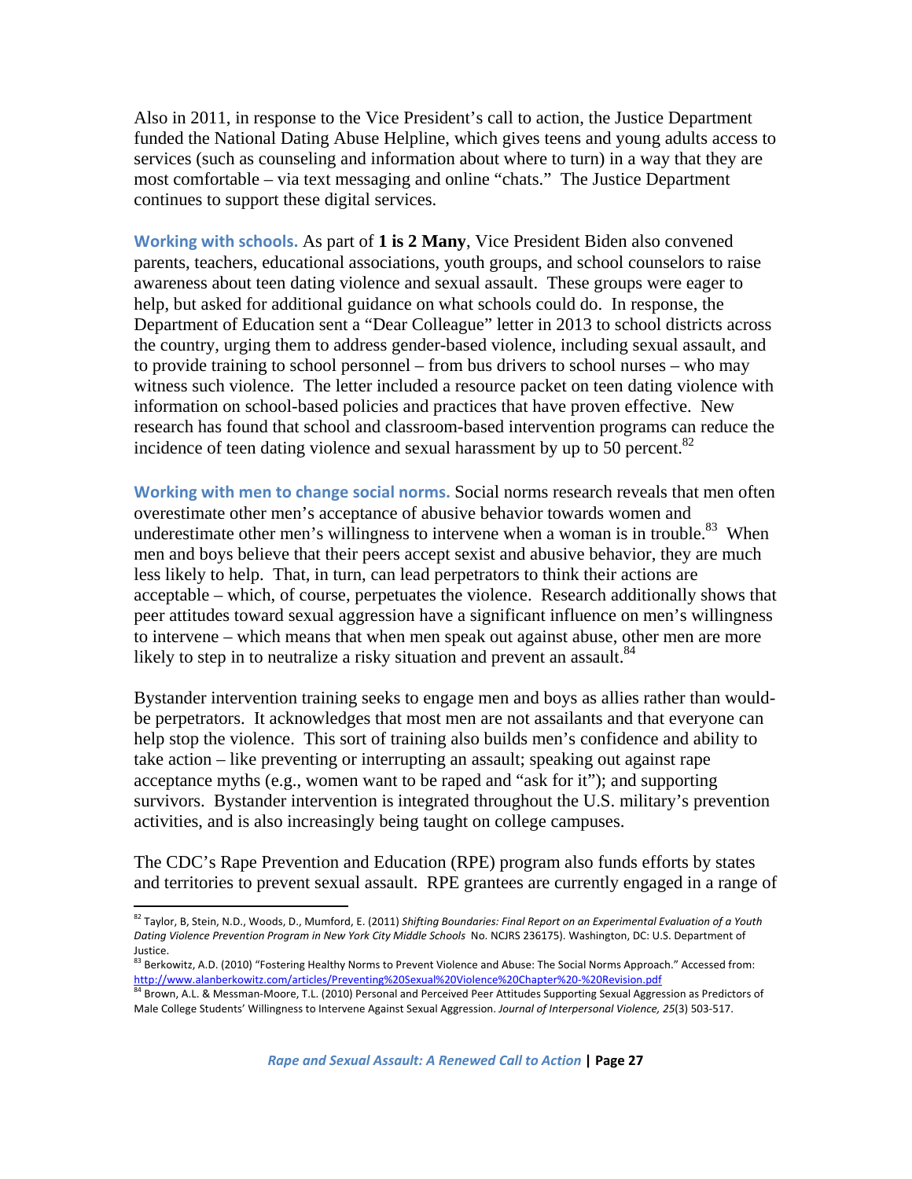Also in 2011, in response to the Vice President's call to action, the Justice Department funded the National Dating Abuse Helpline, which gives teens and young adults access to services (such as counseling and information about where to turn) in a way that they are most comfortable – via text messaging and online "chats." The Justice Department continues to support these digital services.

**Working with schools.** As part of **1 is 2 Many**, Vice President Biden also convened parents, teachers, educational associations, youth groups, and school counselors to raise awareness about teen dating violence and sexual assault. These groups were eager to help, but asked for additional guidance on what schools could do. In response, the Department of Education sent a "Dear Colleague" letter in 2013 to school districts across the country, urging them to address gender-based violence, including sexual assault, and to provide training to school personnel – from bus drivers to school nurses – who may witness such violence. The letter included a resource packet on teen dating violence with information on school-based policies and practices that have proven effective. New research has found that school and classroom-based intervention programs can reduce the incidence of teen dating violence and sexual harassment by up to 50 percent.[82]

**Working with men to change social norms.** Social norms research reveals that men often overestimate other men's acceptance of abusive behavior towards women and underestimate other men's willingness to intervene when a woman is in trouble.[83] When men and boys believe that their peers accept sexist and abusive behavior, they are much less likely to help. That, in turn, can lead perpetrators to think their actions are acceptable – which, of course, perpetuates the violence. Research additionally shows that peer attitudes toward sexual aggression have a significant influence on men's willingness to intervene – which means that when men speak out against abuse, other men are more likely to step in to neutralize a risky situation and prevent an assault.[84]

Bystander intervention training seeks to engage men and boys as allies rather than would-be perpetrators. It acknowledges that most men are not assailants and that everyone can help stop the violence. This sort of training also builds men's confidence and ability to take action – like preventing or interrupting an assault; speaking out against rape acceptance myths (e.g., women want to be raped and "ask for it"); and supporting survivors. Bystander intervention is integrated throughout the U.S. military's prevention activities, and is also increasingly being taught on college campuses.

The CDC's Rape Prevention and Education (RPE) program also funds efforts by states and territories to prevent sexual assault. RPE grantees are currently engaged in a range of

---

[82] Taylor, B, Stein, N.D., Woods, D., Mumford, E. (2011) *Shifting Boundaries: Final Report on an Experimental Evaluation of a Youth Dating Violence Prevention Program in New York City Middle Schools* No. NCJRS 236175). Washington, DC: U.S. Department of Justice.

[83] Berkowitz, A.D. (2010) "Fostering Healthy Norms to Prevent Violence and Abuse: The Social Norms Approach." Accessed from: http://www.alanberkowitz.com/articles/Preventing%20Sexual%20Violence%20Chapter%20-%20Revision.pdf

[84] Brown, A.L. & Messman-Moore, T.L. (2010) Personal and Perceived Peer Attitudes Supporting Sexual Aggression as Predictors of Male College Students' Willingness to Intervene Against Sexual Aggression. *Journal of Interpersonal Violence, 25*(3) 503-517.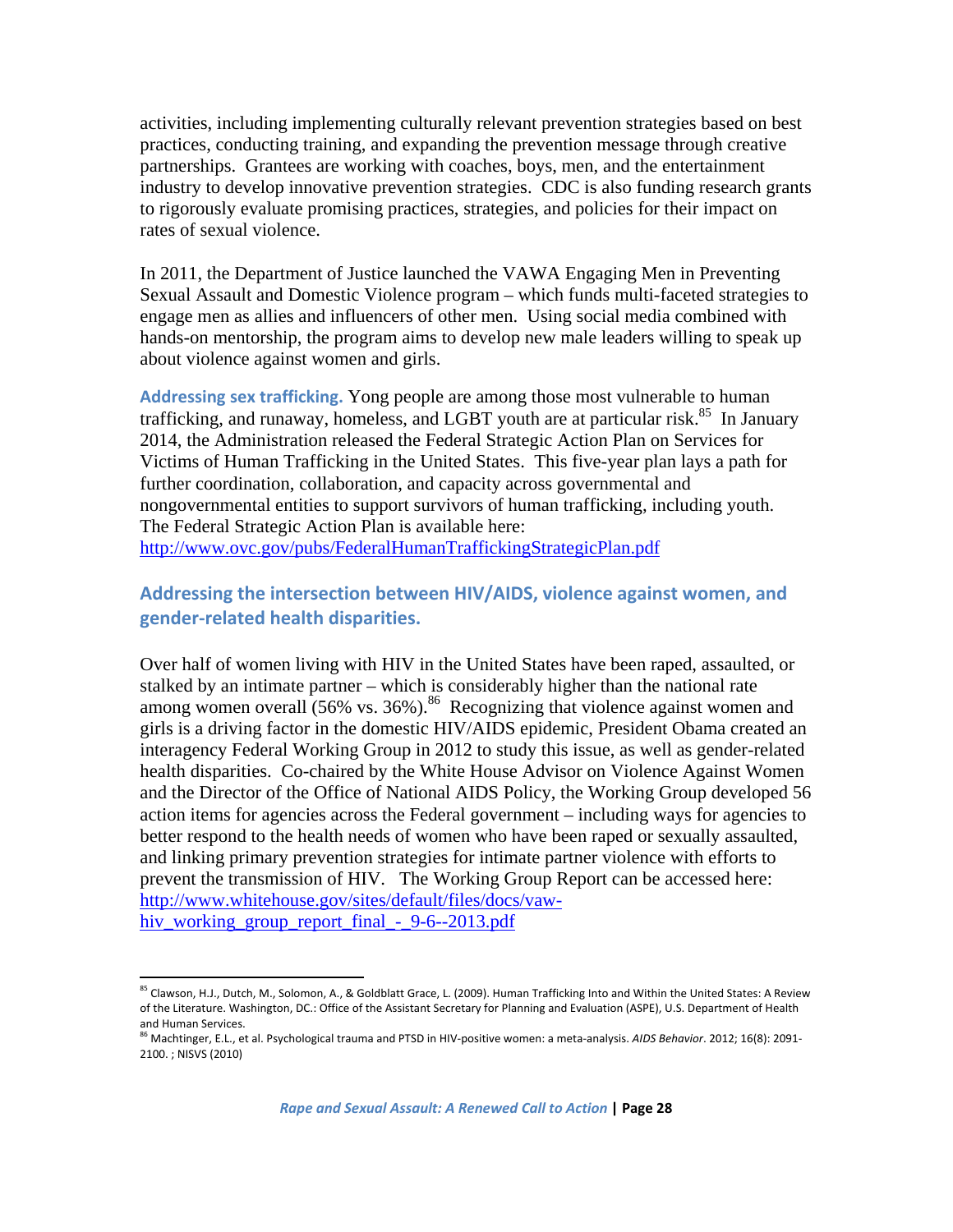activities, including implementing culturally relevant prevention strategies based on best practices, conducting training, and expanding the prevention message through creative partnerships. Grantees are working with coaches, boys, men, and the entertainment industry to develop innovative prevention strategies. CDC is also funding research grants to rigorously evaluate promising practices, strategies, and policies for their impact on rates of sexual violence.

In 2011, the Department of Justice launched the VAWA Engaging Men in Preventing Sexual Assault and Domestic Violence program – which funds multi-faceted strategies to engage men as allies and influencers of other men. Using social media combined with hands-on mentorship, the program aims to develop new male leaders willing to speak up about violence against women and girls.

**Addressing sex trafficking.** Yong people are among those most vulnerable to human trafficking, and runaway, homeless, and LGBT youth are at particular risk.[85] In January 2014, the Administration released the Federal Strategic Action Plan on Services for Victims of Human Trafficking in the United States. This five-year plan lays a path for further coordination, collaboration, and capacity across governmental and nongovernmental entities to support survivors of human trafficking, including youth. The Federal Strategic Action Plan is available here: http://www.ovc.gov/pubs/FederalHumanTraffickingStrategicPlan.pdf

### Addressing the intersection between HIV/AIDS, violence against women, and gender-related health disparities.

Over half of women living with HIV in the United States have been raped, assaulted, or stalked by an intimate partner – which is considerably higher than the national rate among women overall (56% vs. 36%).[86] Recognizing that violence against women and girls is a driving factor in the domestic HIV/AIDS epidemic, President Obama created an interagency Federal Working Group in 2012 to study this issue, as well as gender-related health disparities. Co-chaired by the White House Advisor on Violence Against Women and the Director of the Office of National AIDS Policy, the Working Group developed 56 action items for agencies across the Federal government – including ways for agencies to better respond to the health needs of women who have been raped or sexually assaulted, and linking primary prevention strategies for intimate partner violence with efforts to prevent the transmission of HIV. The Working Group Report can be accessed here: http://www.whitehouse.gov/sites/default/files/docs/vaw-hiv_working_group_report_final_-_9-6--2013.pdf

---

[85] Clawson, H.J., Dutch, M., Solomon, A., & Goldblatt Grace, L. (2009). Human Trafficking Into and Within the United States: A Review of the Literature. Washington, DC.: Office of the Assistant Secretary for Planning and Evaluation (ASPE), U.S. Department of Health and Human Services.

[86] Machtinger, E.L., et al. Psychological trauma and PTSD in HIV-positive women: a meta-analysis. *AIDS Behavior*. 2012; 16(8): 2091-2100. ; NISVS (2010)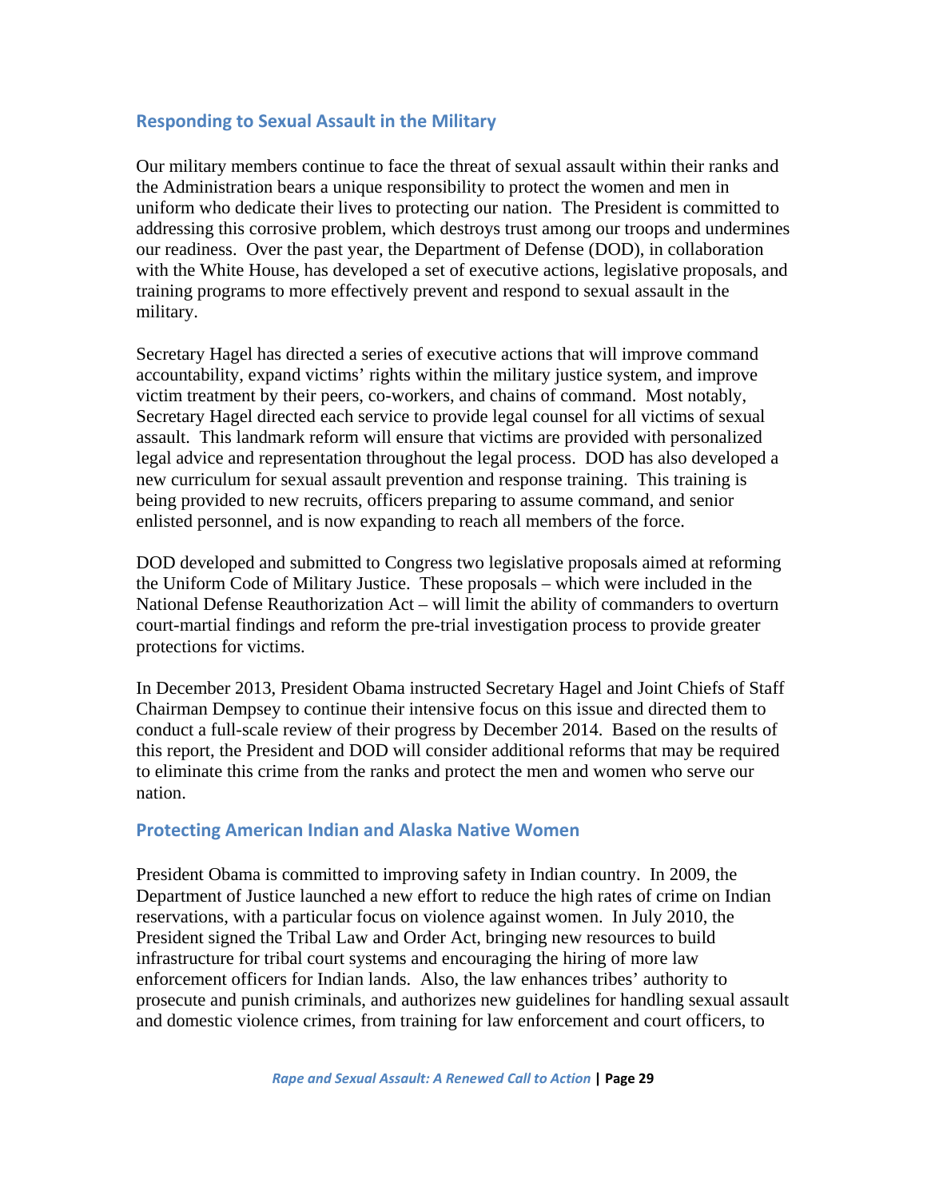## Responding to Sexual Assault in the Military

Our military members continue to face the threat of sexual assault within their ranks and the Administration bears a unique responsibility to protect the women and men in uniform who dedicate their lives to protecting our nation. The President is committed to addressing this corrosive problem, which destroys trust among our troops and undermines our readiness. Over the past year, the Department of Defense (DOD), in collaboration with the White House, has developed a set of executive actions, legislative proposals, and training programs to more effectively prevent and respond to sexual assault in the military.

Secretary Hagel has directed a series of executive actions that will improve command accountability, expand victims' rights within the military justice system, and improve victim treatment by their peers, co-workers, and chains of command. Most notably, Secretary Hagel directed each service to provide legal counsel for all victims of sexual assault. This landmark reform will ensure that victims are provided with personalized legal advice and representation throughout the legal process. DOD has also developed a new curriculum for sexual assault prevention and response training. This training is being provided to new recruits, officers preparing to assume command, and senior enlisted personnel, and is now expanding to reach all members of the force.

DOD developed and submitted to Congress two legislative proposals aimed at reforming the Uniform Code of Military Justice. These proposals – which were included in the National Defense Reauthorization Act – will limit the ability of commanders to overturn court-martial findings and reform the pre-trial investigation process to provide greater protections for victims.

In December 2013, President Obama instructed Secretary Hagel and Joint Chiefs of Staff Chairman Dempsey to continue their intensive focus on this issue and directed them to conduct a full-scale review of their progress by December 2014. Based on the results of this report, the President and DOD will consider additional reforms that may be required to eliminate this crime from the ranks and protect the men and women who serve our nation.

## Protecting American Indian and Alaska Native Women

President Obama is committed to improving safety in Indian country. In 2009, the Department of Justice launched a new effort to reduce the high rates of crime on Indian reservations, with a particular focus on violence against women. In July 2010, the President signed the Tribal Law and Order Act, bringing new resources to build infrastructure for tribal court systems and encouraging the hiring of more law enforcement officers for Indian lands. Also, the law enhances tribes' authority to prosecute and punish criminals, and authorizes new guidelines for handling sexual assault and domestic violence crimes, from training for law enforcement and court officers, to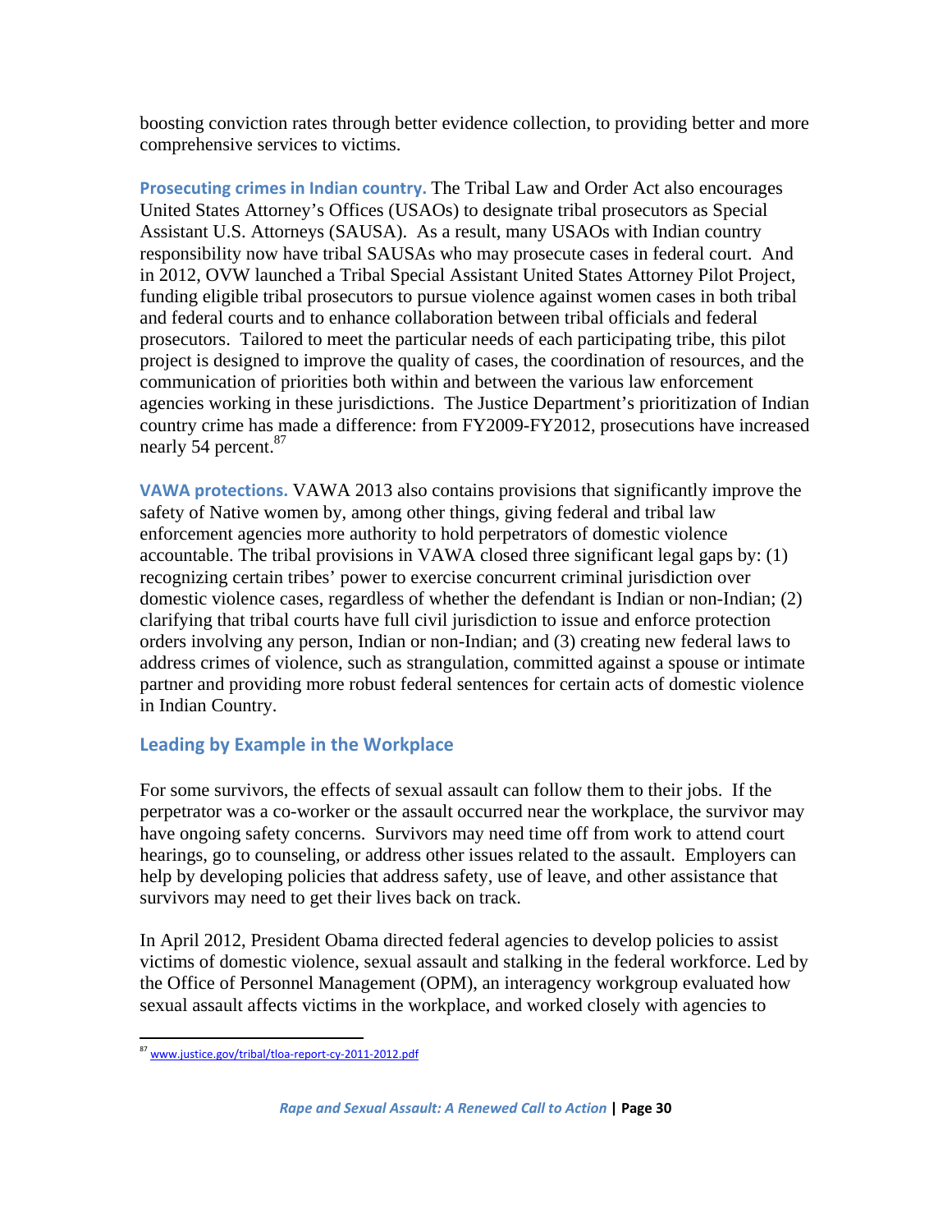boosting conviction rates through better evidence collection, to providing better and more comprehensive services to victims.

**Prosecuting crimes in Indian country.** The Tribal Law and Order Act also encourages United States Attorney's Offices (USAOs) to designate tribal prosecutors as Special Assistant U.S. Attorneys (SAUSA). As a result, many USAOs with Indian country responsibility now have tribal SAUSAs who may prosecute cases in federal court. And in 2012, OVW launched a Tribal Special Assistant United States Attorney Pilot Project, funding eligible tribal prosecutors to pursue violence against women cases in both tribal and federal courts and to enhance collaboration between tribal officials and federal prosecutors. Tailored to meet the particular needs of each participating tribe, this pilot project is designed to improve the quality of cases, the coordination of resources, and the communication of priorities both within and between the various law enforcement agencies working in these jurisdictions. The Justice Department's prioritization of Indian country crime has made a difference: from FY2009-FY2012, prosecutions have increased nearly 54 percent.[87]

**VAWA protections.** VAWA 2013 also contains provisions that significantly improve the safety of Native women by, among other things, giving federal and tribal law enforcement agencies more authority to hold perpetrators of domestic violence accountable. The tribal provisions in VAWA closed three significant legal gaps by: (1) recognizing certain tribes' power to exercise concurrent criminal jurisdiction over domestic violence cases, regardless of whether the defendant is Indian or non-Indian; (2) clarifying that tribal courts have full civil jurisdiction to issue and enforce protection orders involving any person, Indian or non-Indian; and (3) creating new federal laws to address crimes of violence, such as strangulation, committed against a spouse or intimate partner and providing more robust federal sentences for certain acts of domestic violence in Indian Country.

## Leading by Example in the Workplace

For some survivors, the effects of sexual assault can follow them to their jobs. If the perpetrator was a co-worker or the assault occurred near the workplace, the survivor may have ongoing safety concerns. Survivors may need time off from work to attend court hearings, go to counseling, or address other issues related to the assault. Employers can help by developing policies that address safety, use of leave, and other assistance that survivors may need to get their lives back on track.

In April 2012, President Obama directed federal agencies to develop policies to assist victims of domestic violence, sexual assault and stalking in the federal workforce. Led by the Office of Personnel Management (OPM), an interagency workgroup evaluated how sexual assault affects victims in the workplace, and worked closely with agencies to

[87] www.justice.gov/tribal/tloa-report-cy-2011-2012.pdf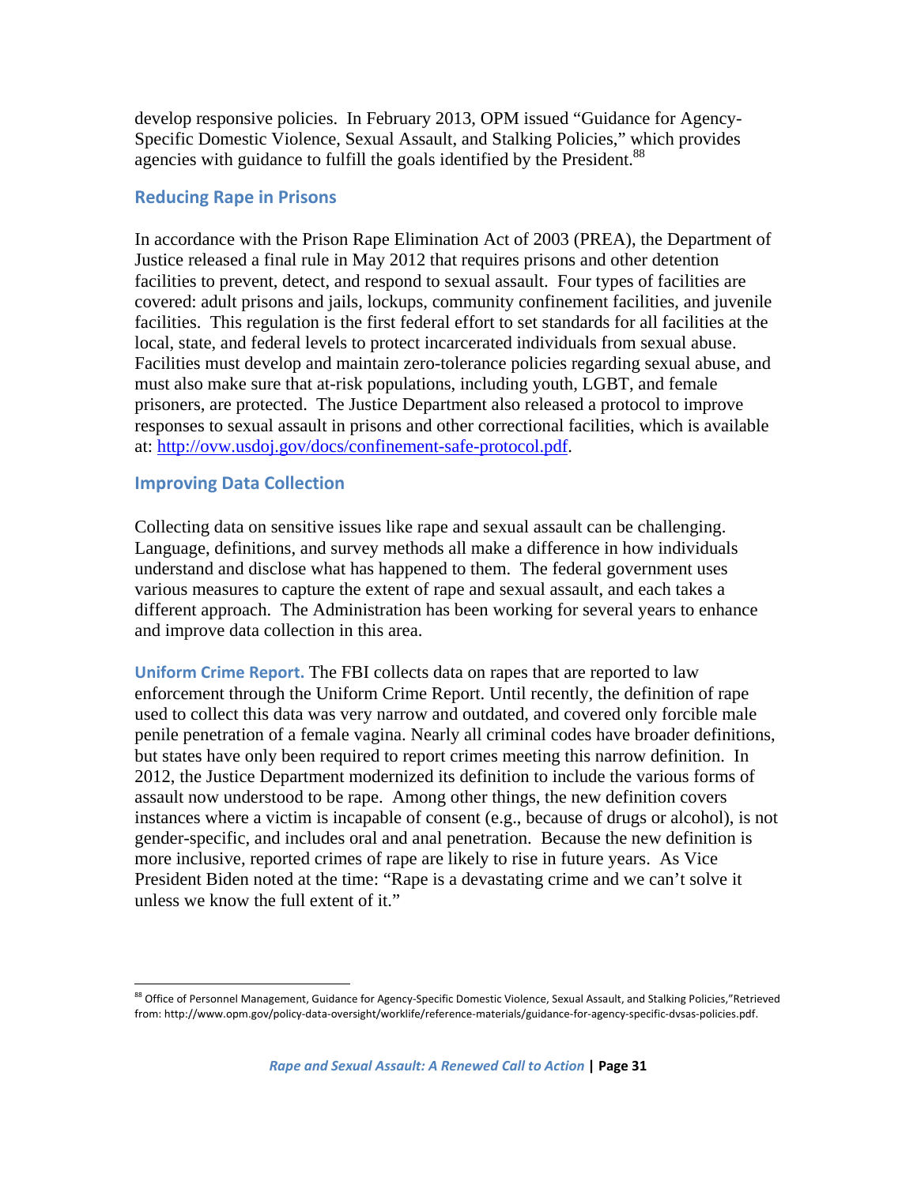develop responsive policies. In February 2013, OPM issued "Guidance for Agency-Specific Domestic Violence, Sexual Assault, and Stalking Policies," which provides agencies with guidance to fulfill the goals identified by the President.[88]

## Reducing Rape in Prisons

In accordance with the Prison Rape Elimination Act of 2003 (PREA), the Department of Justice released a final rule in May 2012 that requires prisons and other detention facilities to prevent, detect, and respond to sexual assault. Four types of facilities are covered: adult prisons and jails, lockups, community confinement facilities, and juvenile facilities. This regulation is the first federal effort to set standards for all facilities at the local, state, and federal levels to protect incarcerated individuals from sexual abuse. Facilities must develop and maintain zero-tolerance policies regarding sexual abuse, and must also make sure that at-risk populations, including youth, LGBT, and female prisoners, are protected. The Justice Department also released a protocol to improve responses to sexual assault in prisons and other correctional facilities, which is available at: [http://ovw.usdoj.gov/docs/confinement-safe-protocol.pdf](http://ovw.usdoj.gov/docs/confinement-safe-protocol.pdf).

## Improving Data Collection

Collecting data on sensitive issues like rape and sexual assault can be challenging. Language, definitions, and survey methods all make a difference in how individuals understand and disclose what has happened to them. The federal government uses various measures to capture the extent of rape and sexual assault, and each takes a different approach. The Administration has been working for several years to enhance and improve data collection in this area.

**Uniform Crime Report.** The FBI collects data on rapes that are reported to law enforcement through the Uniform Crime Report. Until recently, the definition of rape used to collect this data was very narrow and outdated, and covered only forcible male penile penetration of a female vagina. Nearly all criminal codes have broader definitions, but states have only been required to report crimes meeting this narrow definition. In 2012, the Justice Department modernized its definition to include the various forms of assault now understood to be rape. Among other things, the new definition covers instances where a victim is incapable of consent (e.g., because of drugs or alcohol), is not gender-specific, and includes oral and anal penetration. Because the new definition is more inclusive, reported crimes of rape are likely to rise in future years. As Vice President Biden noted at the time: "Rape is a devastating crime and we can't solve it unless we know the full extent of it."

---

[88] Office of Personnel Management, Guidance for Agency-Specific Domestic Violence, Sexual Assault, and Stalking Policies,"Retrieved from: http://www.opm.gov/policy-data-oversight/worklife/reference-materials/guidance-for-agency-specific-dvsas-policies.pdf.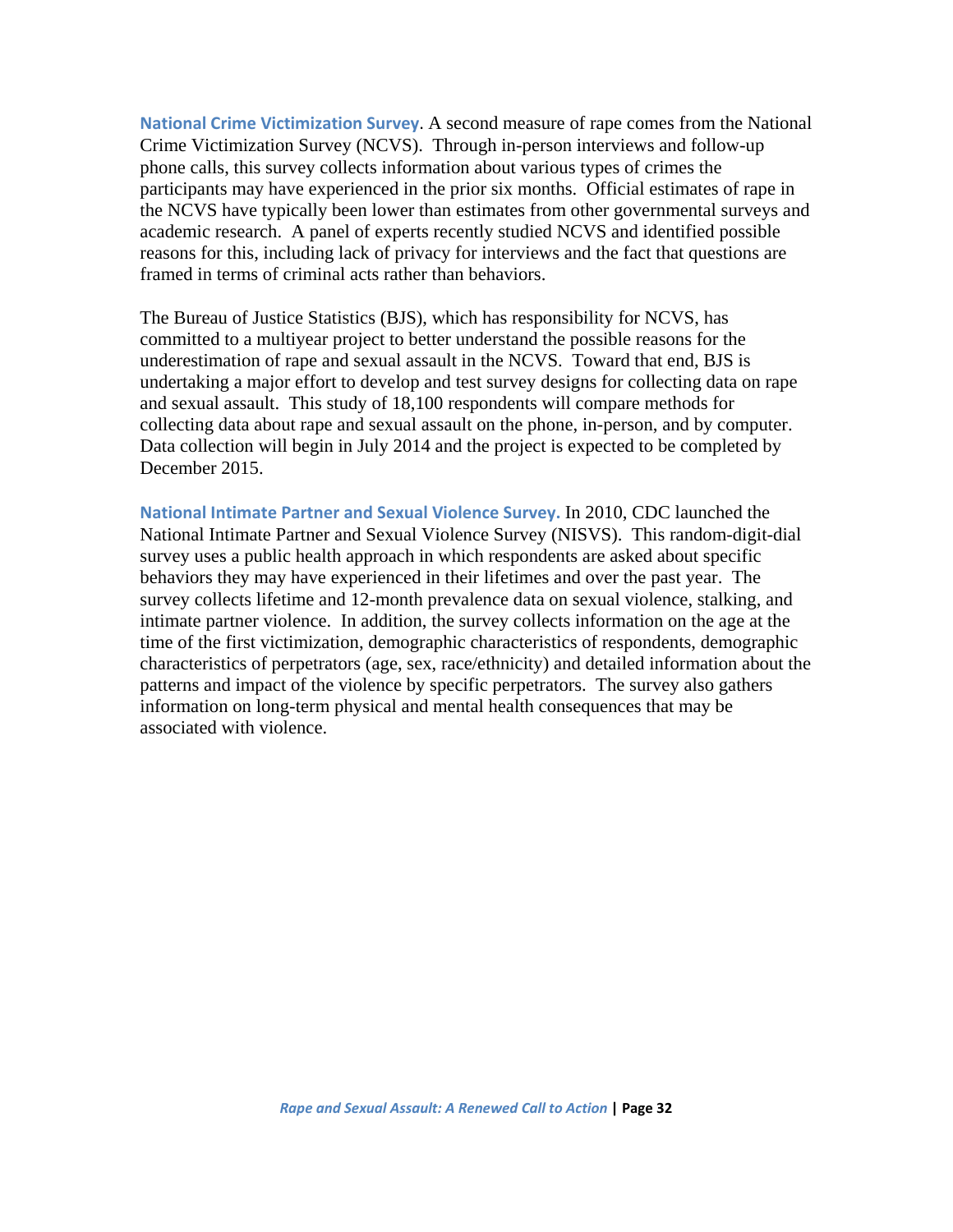**National Crime Victimization Survey**. A second measure of rape comes from the National Crime Victimization Survey (NCVS). Through in-person interviews and follow-up phone calls, this survey collects information about various types of crimes the participants may have experienced in the prior six months. Official estimates of rape in the NCVS have typically been lower than estimates from other governmental surveys and academic research. A panel of experts recently studied NCVS and identified possible reasons for this, including lack of privacy for interviews and the fact that questions are framed in terms of criminal acts rather than behaviors.

The Bureau of Justice Statistics (BJS), which has responsibility for NCVS, has committed to a multiyear project to better understand the possible reasons for the underestimation of rape and sexual assault in the NCVS. Toward that end, BJS is undertaking a major effort to develop and test survey designs for collecting data on rape and sexual assault. This study of 18,100 respondents will compare methods for collecting data about rape and sexual assault on the phone, in-person, and by computer. Data collection will begin in July 2014 and the project is expected to be completed by December 2015.

**National Intimate Partner and Sexual Violence Survey.** In 2010, CDC launched the National Intimate Partner and Sexual Violence Survey (NISVS). This random-digit-dial survey uses a public health approach in which respondents are asked about specific behaviors they may have experienced in their lifetimes and over the past year. The survey collects lifetime and 12-month prevalence data on sexual violence, stalking, and intimate partner violence. In addition, the survey collects information on the age at the time of the first victimization, demographic characteristics of respondents, demographic characteristics of perpetrators (age, sex, race/ethnicity) and detailed information about the patterns and impact of the violence by specific perpetrators. The survey also gathers information on long-term physical and mental health consequences that may be associated with violence.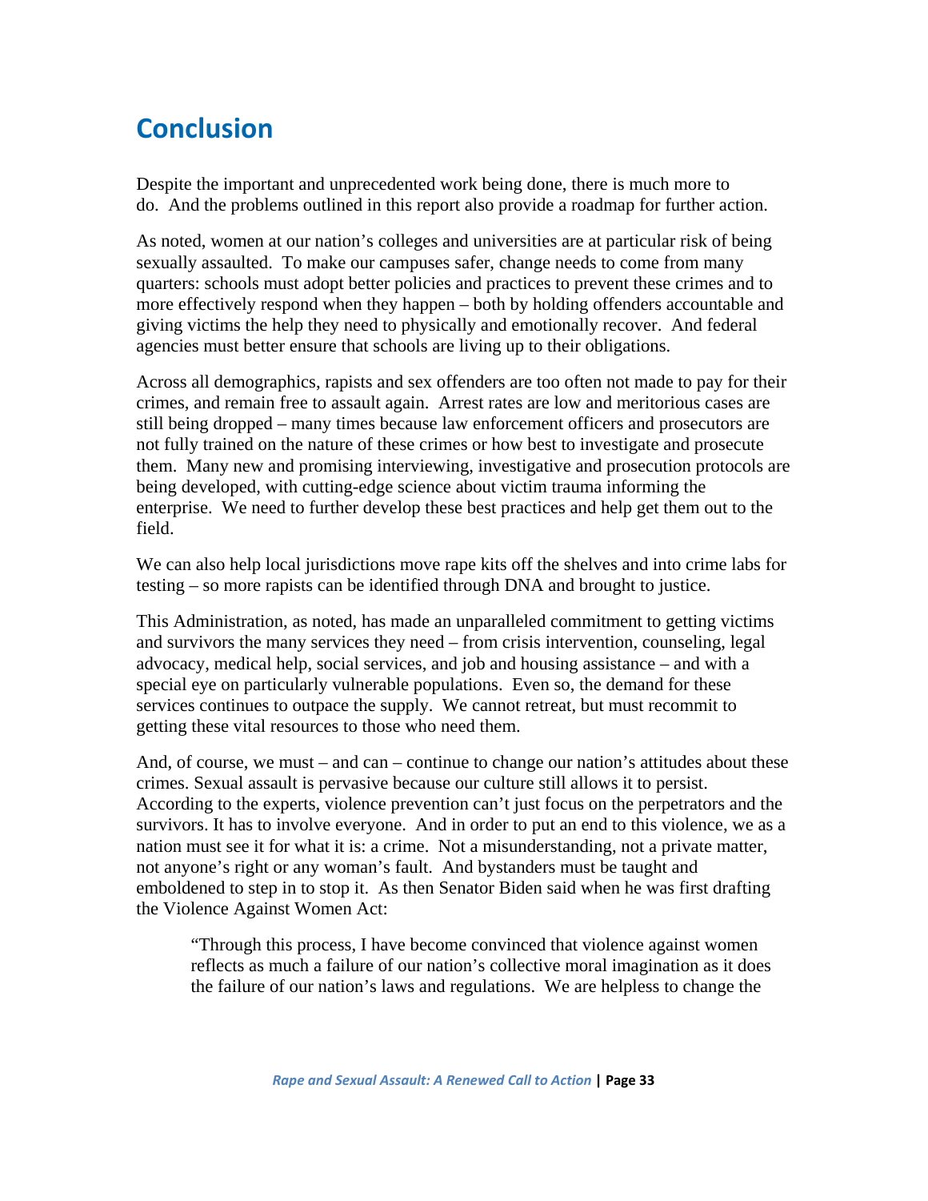# Conclusion

Despite the important and unprecedented work being done, there is much more to do. And the problems outlined in this report also provide a roadmap for further action.

As noted, women at our nation's colleges and universities are at particular risk of being sexually assaulted. To make our campuses safer, change needs to come from many quarters: schools must adopt better policies and practices to prevent these crimes and to more effectively respond when they happen – both by holding offenders accountable and giving victims the help they need to physically and emotionally recover. And federal agencies must better ensure that schools are living up to their obligations.

Across all demographics, rapists and sex offenders are too often not made to pay for their crimes, and remain free to assault again. Arrest rates are low and meritorious cases are still being dropped – many times because law enforcement officers and prosecutors are not fully trained on the nature of these crimes or how best to investigate and prosecute them. Many new and promising interviewing, investigative and prosecution protocols are being developed, with cutting-edge science about victim trauma informing the enterprise. We need to further develop these best practices and help get them out to the field.

We can also help local jurisdictions move rape kits off the shelves and into crime labs for testing – so more rapists can be identified through DNA and brought to justice.

This Administration, as noted, has made an unparalleled commitment to getting victims and survivors the many services they need – from crisis intervention, counseling, legal advocacy, medical help, social services, and job and housing assistance – and with a special eye on particularly vulnerable populations. Even so, the demand for these services continues to outpace the supply. We cannot retreat, but must recommit to getting these vital resources to those who need them.

And, of course, we must – and can – continue to change our nation's attitudes about these crimes. Sexual assault is pervasive because our culture still allows it to persist. According to the experts, violence prevention can't just focus on the perpetrators and the survivors. It has to involve everyone. And in order to put an end to this violence, we as a nation must see it for what it is: a crime. Not a misunderstanding, not a private matter, not anyone's right or any woman's fault. And bystanders must be taught and emboldened to step in to stop it. As then Senator Biden said when he was first drafting the Violence Against Women Act:

> "Through this process, I have become convinced that violence against women reflects as much a failure of our nation's collective moral imagination as it does the failure of our nation's laws and regulations. We are helpless to change the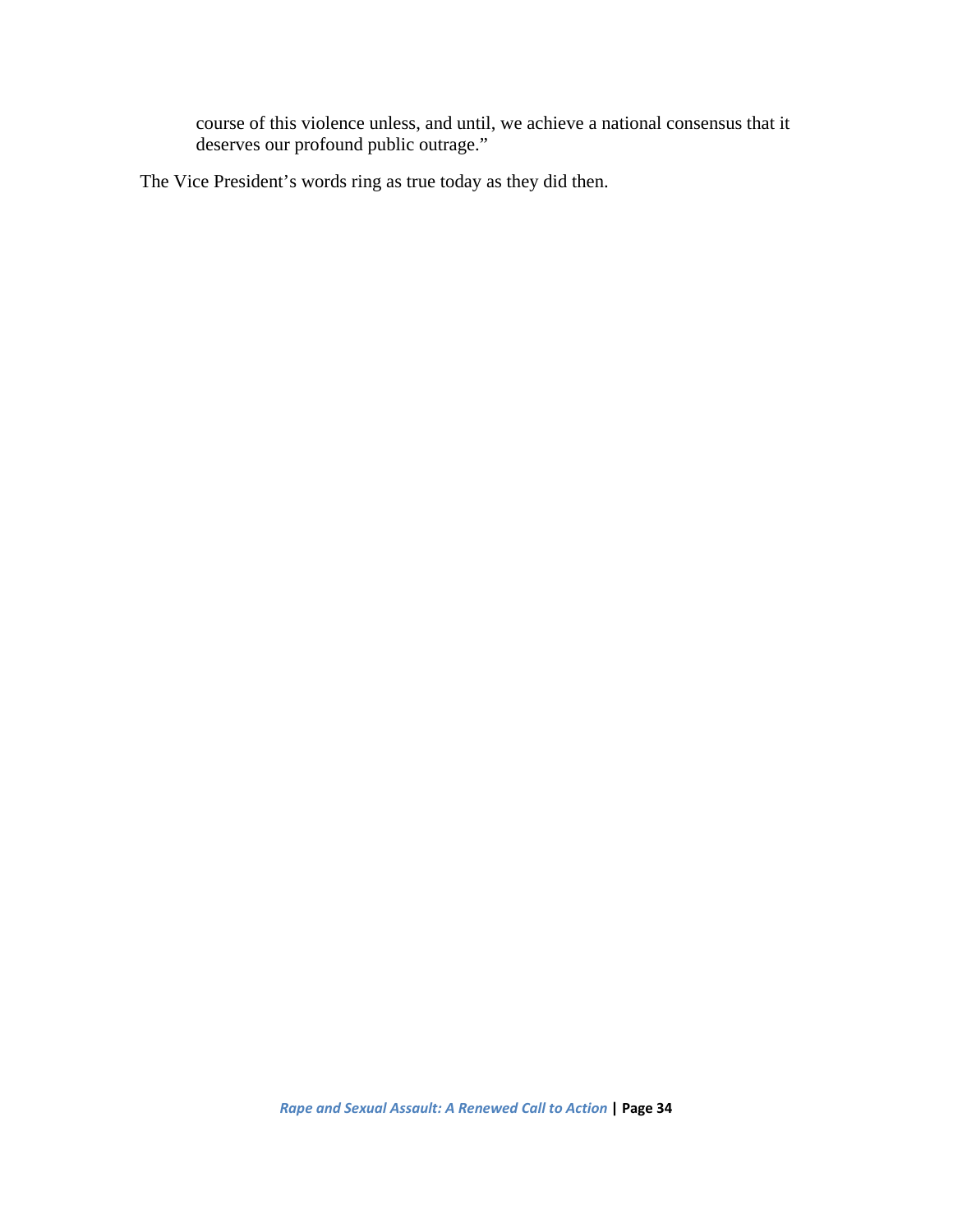> course of this violence unless, and until, we achieve a national consensus that it deserves our profound public outrage."

The Vice President's words ring as true today as they did then.